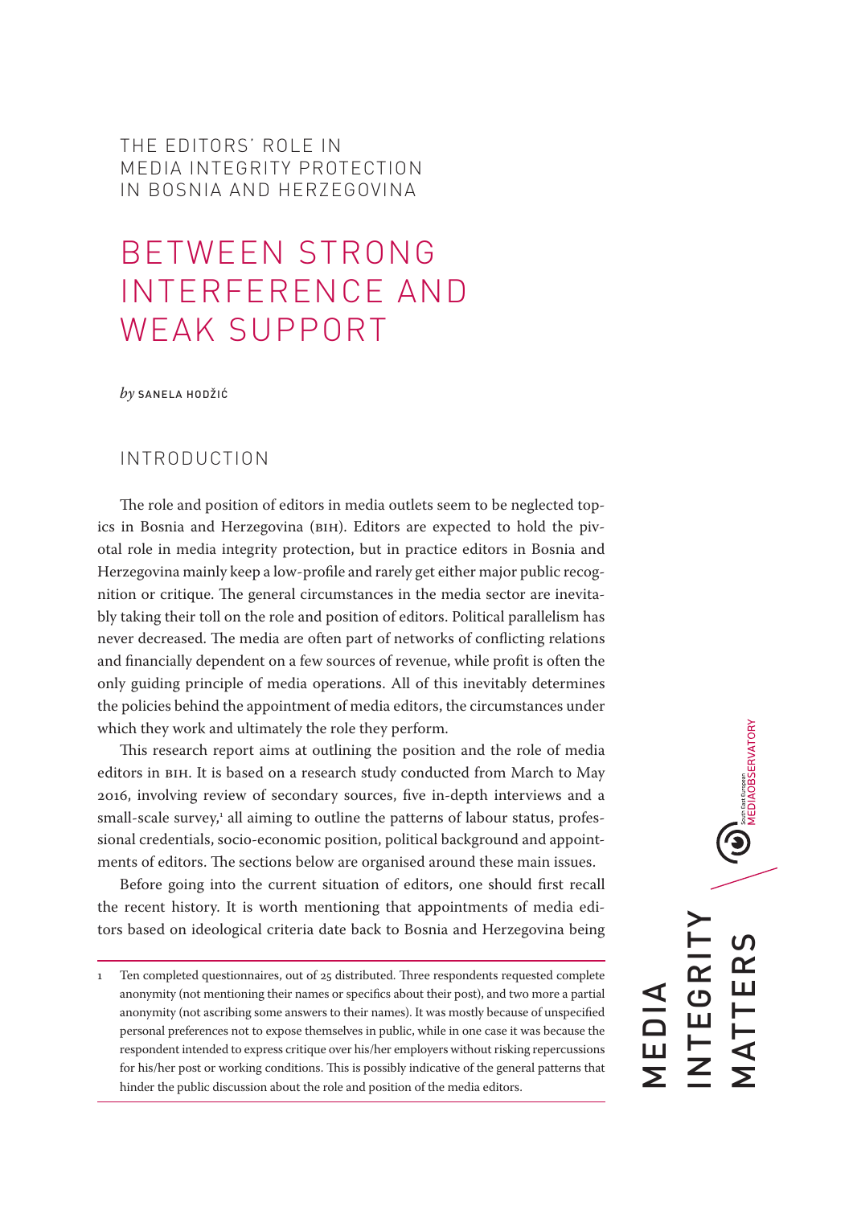THE EDITORS' ROLE IN MEDIA INTEGRITY PROTECTION IN BOSNIA AND HERZEGOVINA

# BETWEEN STRONG INTERFERENCE AND WEAK SUPPORT

*by* SANELA HODŽIĆ

## INTRODUCTION

The role and position of editors in media outlets seem to be neglected topics in Bosnia and Herzegovina (BIH). Editors are expected to hold the pivotal role in media integrity protection, but in practice editors in Bosnia and Herzegovina mainly keep a low-profile and rarely get either major public recognition or critique. The general circumstances in the media sector are inevitably taking their toll on the role and position of editors. Political parallelism has never decreased. The media are often part of networks of conflicting relations and financially dependent on a few sources of revenue, while profit is often the only guiding principle of media operations. All of this inevitably determines the policies behind the appointment of media editors, the circumstances under which they work and ultimately the role they perform.

This research report aims at outlining the position and the role of media editors in BIH. It is based on a research study conducted from March to May 2016, involving review of secondary sources, five in-depth interviews and a small-scale survey,[1] all aiming to outline the patterns of labour status, professional credentials, socio-economic position, political background and appointments of editors. The sections below are organised around these main issues.

Before going into the current situation of editors, one should first recall the recent history. It is worth mentioning that appointments of media editors based on ideological criteria date back to Bosnia and Herzegovina being

---

1 Ten completed questionnaires, out of 25 distributed. Three respondents requested complete anonymity (not mentioning their names or specifics about their post), and two more a partial anonymity (not ascribing some answers to their names). It was mostly because of unspecified personal preferences not to expose themselves in public, while in one case it was because the respondent intended to express critique over his/her employers without risking repercussions for his/her post or working conditions. This is possibly indicative of the general patterns that hinder the public discussion about the role and position of the media editors.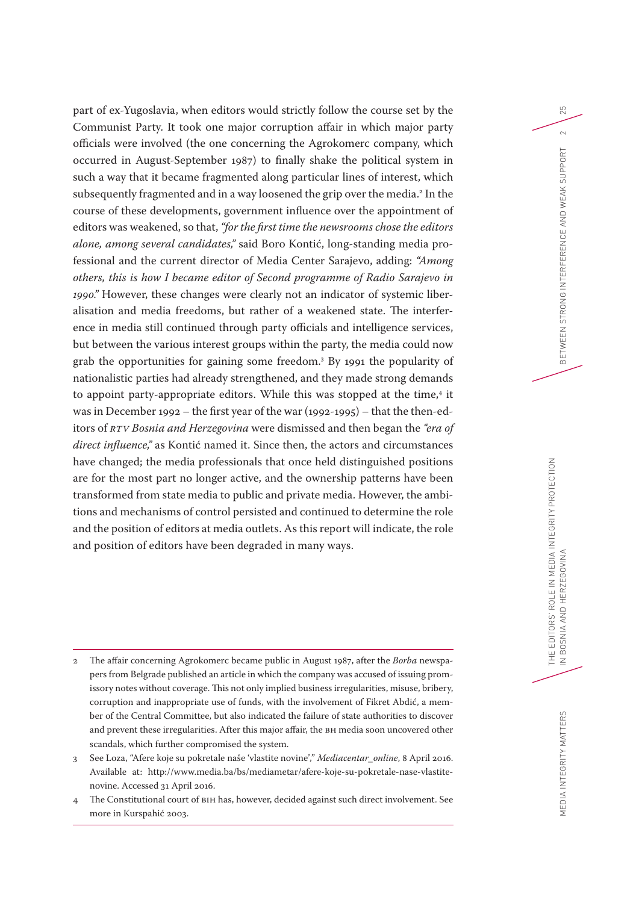part of ex-Yugoslavia, when editors would strictly follow the course set by the Communist Party. It took one major corruption affair in which major party officials were involved (the one concerning the Agrokomerc company, which occurred in August-September 1987) to finally shake the political system in such a way that it became fragmented along particular lines of interest, which subsequently fragmented and in a way loosened the grip over the media.[2] In the course of these developments, government influence over the appointment of editors was weakened, so that, *"for the first time the newsrooms chose the editors alone, among several candidates,"* said Boro Kontić, long-standing media professional and the current director of Media Center Sarajevo, adding: *"Among others, this is how I became editor of Second programme of Radio Sarajevo in 1990."* However, these changes were clearly not an indicator of systemic liberalisation and media freedoms, but rather of a weakened state. The interference in media still continued through party officials and intelligence services, but between the various interest groups within the party, the media could now grab the opportunities for gaining some freedom.[3] By 1991 the popularity of nationalistic parties had already strengthened, and they made strong demands to appoint party-appropriate editors. While this was stopped at the time,[4] it was in December 1992 – the first year of the war (1992-1995) – that the then-editors of *RTV Bosnia and Herzegovina* were dismissed and then began the *"era of direct influence,"* as Kontić named it. Since then, the actors and circumstances have changed; the media professionals that once held distinguished positions are for the most part no longer active, and the ownership patterns have been transformed from state media to public and private media. However, the ambitions and mechanisms of control persisted and continued to determine the role and the position of editors at media outlets. As this report will indicate, the role and position of editors have been degraded in many ways.

---

2 The affair concerning Agrokomerc became public in August 1987, after the *Borba* newspapers from Belgrade published an article in which the company was accused of issuing promissory notes without coverage. This not only implied business irregularities, misuse, bribery, corruption and inappropriate use of funds, with the involvement of Fikret Abdić, a member of the Central Committee, but also indicated the failure of state authorities to discover and prevent these irregularities. After this major affair, the BH media soon uncovered other scandals, which further compromised the system.

3 See Loza, "Afere koje su pokretale naše 'vlastite novine'," *Mediacentar_online*, 8 April 2016. Available at: http://www.media.ba/bs/mediametar/afere-koje-su-pokretale-nase-vlastite-novine. Accessed 31 April 2016.

4 The Constitutional court of BIH has, however, decided against such direct involvement. See more in Kurspahić 2003.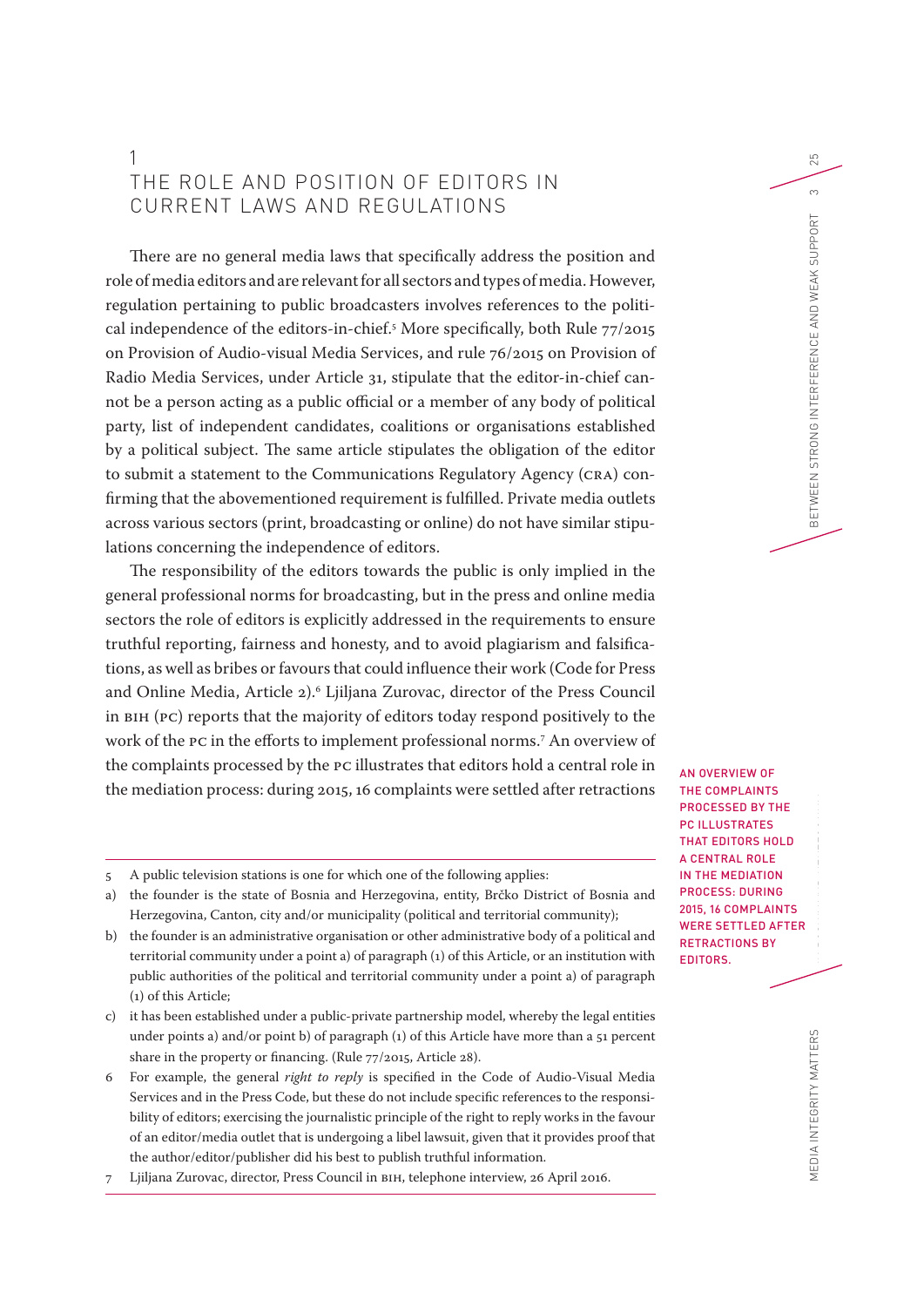## 1 THE ROLE AND POSITION OF EDITORS IN CURRENT LAWS AND REGULATIONS

There are no general media laws that specifically address the position and role of media editors and are relevant for all sectors and types of media. However, regulation pertaining to public broadcasters involves references to the political independence of the editors-in-chief.[5] More specifically, both Rule 77/2015 on Provision of Audio-visual Media Services, and rule 76/2015 on Provision of Radio Media Services, under Article 31, stipulate that the editor-in-chief cannot be a person acting as a public official or a member of any body of political party, list of independent candidates, coalitions or organisations established by a political subject. The same article stipulates the obligation of the editor to submit a statement to the Communications Regulatory Agency (CRA) confirming that the abovementioned requirement is fulfilled. Private media outlets across various sectors (print, broadcasting or online) do not have similar stipulations concerning the independence of editors.

The responsibility of the editors towards the public is only implied in the general professional norms for broadcasting, but in the press and online media sectors the role of editors is explicitly addressed in the requirements to ensure truthful reporting, fairness and honesty, and to avoid plagiarism and falsifications, as well as bribes or favours that could influence their work (Code for Press and Online Media, Article 2).[6] Ljiljana Zurovac, director of the Press Council in BIH (PC) reports that the majority of editors today respond positively to the work of the PC in the efforts to implement professional norms.[7] An overview of the complaints processed by the PC illustrates that editors hold a central role in the mediation process: during 2015, 16 complaints were settled after retractions

AN OVERVIEW OF THE COMPLAINTS PROCESSED BY THE PC ILLUSTRATES THAT EDITORS HOLD A CENTRAL ROLE IN THE MEDIATION PROCESS: DURING 2015, 16 COMPLAINTS WERE SETTLED AFTER RETRACTIONS BY EDITORS.

---

5 A public television stations is one for which one of the following applies:

a) the founder is the state of Bosnia and Herzegovina, entity, Brčko District of Bosnia and Herzegovina, Canton, city and/or municipality (political and territorial community);

b) the founder is an administrative organisation or other administrative body of a political and territorial community under a point a) of paragraph (1) of this Article, or an institution with public authorities of the political and territorial community under a point a) of paragraph (1) of this Article;

c) it has been established under a public-private partnership model, whereby the legal entities under points a) and/or point b) of paragraph (1) of this Article have more than a 51 percent share in the property or financing. (Rule 77/2015, Article 28).

6 For example, the general *right to reply* is specified in the Code of Audio-Visual Media Services and in the Press Code, but these do not include specific references to the responsibility of editors; exercising the journalistic principle of the right to reply works in the favour of an editor/media outlet that is undergoing a libel lawsuit, given that it provides proof that the author/editor/publisher did his best to publish truthful information.

7 Ljiljana Zurovac, director, Press Council in BIH, telephone interview, 26 April 2016.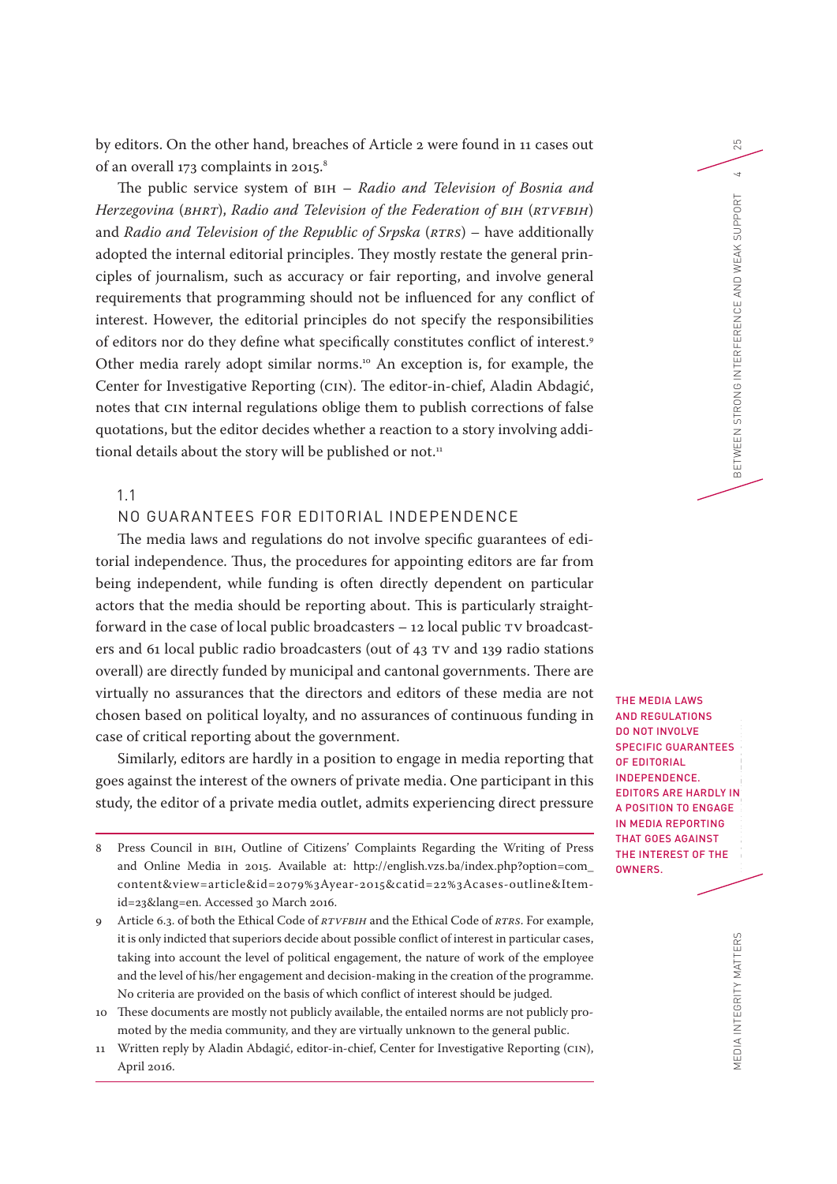by editors. On the other hand, breaches of Article 2 were found in 11 cases out of an overall 173 complaints in 2015.[8]

The public service system of BIH – *Radio and Television of Bosnia and Herzegovina* (*BHRT*), *Radio and Television of the Federation of BIH* (*RTVFBIH*) and *Radio and Television of the Republic of Srpska* (*RTRS*) – have additionally adopted the internal editorial principles. They mostly restate the general principles of journalism, such as accuracy or fair reporting, and involve general requirements that programming should not be influenced for any conflict of interest. However, the editorial principles do not specify the responsibilities of editors nor do they define what specifically constitutes conflict of interest.[9] Other media rarely adopt similar norms.[10] An exception is, for example, the Center for Investigative Reporting (CIN). The editor-in-chief, Aladin Abdagić, notes that CIN internal regulations oblige them to publish corrections of false quotations, but the editor decides whether a reaction to a story involving additional details about the story will be published or not.[11]

## 1.1 NO GUARANTEES FOR EDITORIAL INDEPENDENCE

The media laws and regulations do not involve specific guarantees of editorial independence. Thus, the procedures for appointing editors are far from being independent, while funding is often directly dependent on particular actors that the media should be reporting about. This is particularly straightforward in the case of local public broadcasters – 12 local public TV broadcasters and 61 local public radio broadcasters (out of 43 TV and 139 radio stations overall) are directly funded by municipal and cantonal governments. There are virtually no assurances that the directors and editors of these media are not chosen based on political loyalty, and no assurances of continuous funding in case of critical reporting about the government.

THE MEDIA LAWS AND REGULATIONS DO NOT INVOLVE SPECIFIC GUARANTEES OF EDITORIAL INDEPENDENCE. EDITORS ARE HARDLY IN A POSITION TO ENGAGE IN MEDIA REPORTING THAT GOES AGAINST THE INTEREST OF THE OWNERS.

Similarly, editors are hardly in a position to engage in media reporting that goes against the interest of the owners of private media. One participant in this study, the editor of a private media outlet, admits experiencing direct pressure

---

8 Press Council in BIH, Outline of Citizens' Complaints Regarding the Writing of Press and Online Media in 2015. Available at: http://english.vzs.ba/index.php?option=com_content&view=article&id=2079%3Ayear-2015&catid=22%3Acases-outline&Itemid=23&lang=en. Accessed 30 March 2016.

9 Article 6.3. of both the Ethical Code of *RTVFBIH* and the Ethical Code of *RTRS*. For example, it is only indicted that superiors decide about possible conflict of interest in particular cases, taking into account the level of political engagement, the nature of work of the employee and the level of his/her engagement and decision-making in the creation of the programme. No criteria are provided on the basis of which conflict of interest should be judged.

10 These documents are mostly not publicly available, the entailed norms are not publicly promoted by the media community, and they are virtually unknown to the general public.

11 Written reply by Aladin Abdagić, editor-in-chief, Center for Investigative Reporting (CIN), April 2016.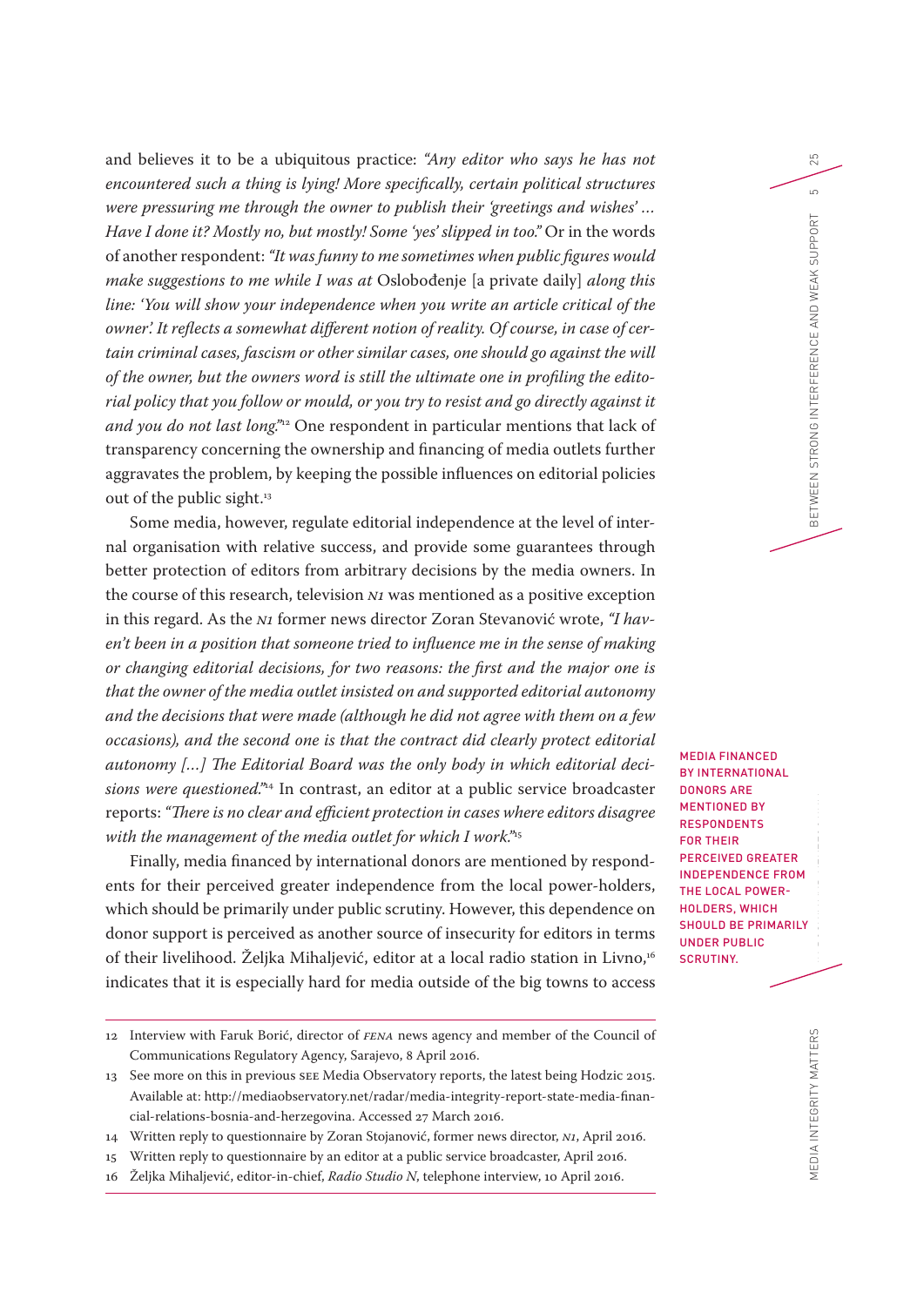and believes it to be a ubiquitous practice: *"Any editor who says he has not encountered such a thing is lying! More specifically, certain political structures were pressuring me through the owner to publish their 'greetings and wishes' ... Have I done it? Mostly no, but mostly! Some 'yes' slipped in too."* Or in the words of another respondent: *"It was funny to me sometimes when public figures would make suggestions to me while I was at* Oslobođenje [a private daily] *along this line: 'You will show your independence when you write an article critical of the owner'. It reflects a somewhat different notion of reality. Of course, in case of certain criminal cases, fascism or other similar cases, one should go against the will of the owner, but the owners word is still the ultimate one in profiling the editorial policy that you follow or mould, or you try to resist and go directly against it and you do not last long."*[12] One respondent in particular mentions that lack of transparency concerning the ownership and financing of media outlets further aggravates the problem, by keeping the possible influences on editorial policies out of the public sight.[13]

Some media, however, regulate editorial independence at the level of internal organisation with relative success, and provide some guarantees through better protection of editors from arbitrary decisions by the media owners. In the course of this research, television N1 was mentioned as a positive exception in this regard. As the N1 former news director Zoran Stevanović wrote, *"I haven't been in a position that someone tried to influence me in the sense of making or changing editorial decisions, for two reasons: the first and the major one is that the owner of the media outlet insisted on and supported editorial autonomy and the decisions that were made (although he did not agree with them on a few occasions), and the second one is that the contract did clearly protect editorial autonomy [...] The Editorial Board was the only body in which editorial decisions were questioned."*[14] In contrast, an editor at a public service broadcaster reports: *"There is no clear and efficient protection in cases where editors disagree with the management of the media outlet for which I work."*[15]

Finally, media financed by international donors are mentioned by respondents for their perceived greater independence from the local power-holders, which should be primarily under public scrutiny. However, this dependence on donor support is perceived as another source of insecurity for editors in terms of their livelihood. Željka Mihaljević, editor at a local radio station in Livno,[16] indicates that it is especially hard for media outside of the big towns to access

MEDIA FINANCED BY INTERNATIONAL DONORS ARE MENTIONED BY RESPONDENTS FOR THEIR PERCEIVED GREATER INDEPENDENCE FROM THE LOCAL POWER-HOLDERS, WHICH SHOULD BE PRIMARILY UNDER PUBLIC SCRUTINY.

---

12 Interview with Faruk Borić, director of *FENA* news agency and member of the Council of Communications Regulatory Agency, Sarajevo, 8 April 2016.

13 See more on this in previous SEE Media Observatory reports, the latest being Hodzic 2015. Available at: http://mediaobservatory.net/radar/media-integrity-report-state-media-financial-relations-bosnia-and-herzegovina. Accessed 27 March 2016.

14 Written reply to questionnaire by Zoran Stojanović, former news director, *N1*, April 2016.

15 Written reply to questionnaire by an editor at a public service broadcaster, April 2016.

16 Željka Mihaljević, editor-in-chief, *Radio Studio N*, telephone interview, 10 April 2016.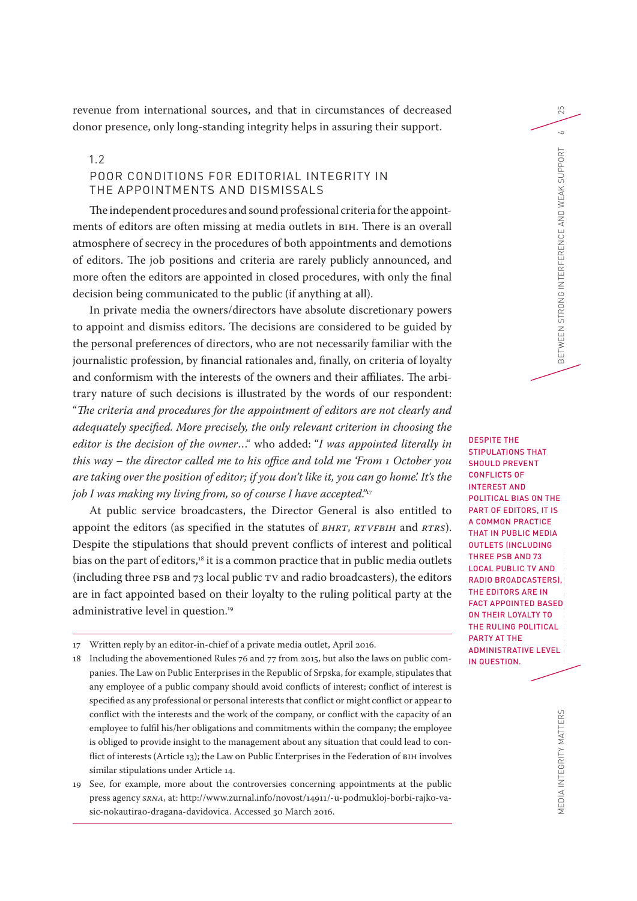revenue from international sources, and that in circumstances of decreased donor presence, only long-standing integrity helps in assuring their support.

## 1.2 POOR CONDITIONS FOR EDITORIAL INTEGRITY IN THE APPOINTMENTS AND DISMISSALS

The independent procedures and sound professional criteria for the appointments of editors are often missing at media outlets in BIH. There is an overall atmosphere of secrecy in the procedures of both appointments and demotions of editors. The job positions and criteria are rarely publicly announced, and more often the editors are appointed in closed procedures, with only the final decision being communicated to the public (if anything at all).

In private media the owners/directors have absolute discretionary powers to appoint and dismiss editors. The decisions are considered to be guided by the personal preferences of directors, who are not necessarily familiar with the journalistic profession, by financial rationales and, finally, on criteria of loyalty and conformism with the interests of the owners and their affiliates. The arbitrary nature of such decisions is illustrated by the words of our respondent: "*The criteria and procedures for the appointment of editors are not clearly and adequately specified. More precisely, the only relevant criterion in choosing the editor is the decision of the owner…*" who added: "*I was appointed literally in this way – the director called me to his office and told me 'From 1 October you are taking over the position of editor; if you don't like it, you can go home.' It's the job I was making my living from, so of course I have accepted.*"[17]

At public service broadcasters, the Director General is also entitled to appoint the editors (as specified in the statutes of *BHRT*, *RTVFBIH* and *RTRS*). Despite the stipulations that should prevent conflicts of interest and political bias on the part of editors,[18] it is a common practice that in public media outlets (including three PSB and 73 local public TV and radio broadcasters), the editors are in fact appointed based on their loyalty to the ruling political party at the administrative level in question.[19]

DESPITE THE STIPULATIONS THAT SHOULD PREVENT CONFLICTS OF INTEREST AND POLITICAL BIAS ON THE PART OF EDITORS, IT IS A COMMON PRACTICE THAT IN PUBLIC MEDIA OUTLETS (INCLUDING THREE PSB AND 73 LOCAL PUBLIC TV AND RADIO BROADCASTERS), THE EDITORS ARE IN FACT APPOINTED BASED ON THEIR LOYALTY TO THE RULING POLITICAL PARTY AT THE ADMINISTRATIVE LEVEL IN QUESTION.

---

17 Written reply by an editor-in-chief of a private media outlet, April 2016.

18 Including the abovementioned Rules 76 and 77 from 2015, but also the laws on public companies. The Law on Public Enterprises in the Republic of Srpska, for example, stipulates that any employee of a public company should avoid conflicts of interest; conflict of interest is specified as any professional or personal interests that conflict or might conflict or appear to conflict with the interests and the work of the company, or conflict with the capacity of an employee to fulfil his/her obligations and commitments within the company; the employee is obliged to provide insight to the management about any situation that could lead to conflict of interests (Article 13); the Law on Public Enterprises in the Federation of BIH involves similar stipulations under Article 14.

19 See, for example, more about the controversies concerning appointments at the public press agency *SRNA*, at: http://www.zurnal.info/novost/14911/-u-podmukloj-borbi-rajko-vasic-nokautirao-dragana-davidovica. Accessed 30 March 2016.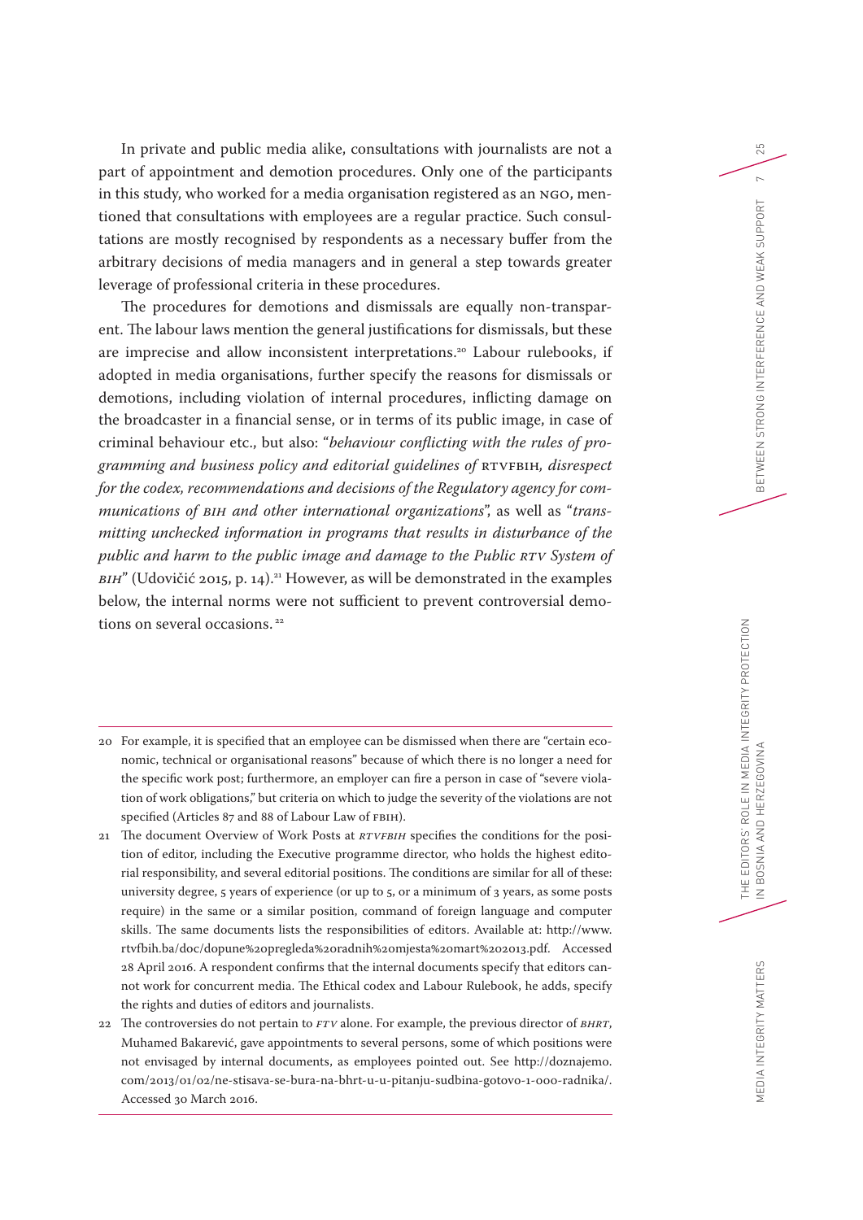In private and public media alike, consultations with journalists are not a part of appointment and demotion procedures. Only one of the participants in this study, who worked for a media organisation registered as an NGO, mentioned that consultations with employees are a regular practice. Such consultations are mostly recognised by respondents as a necessary buffer from the arbitrary decisions of media managers and in general a step towards greater leverage of professional criteria in these procedures.

The procedures for demotions and dismissals are equally non-transparent. The labour laws mention the general justifications for dismissals, but these are imprecise and allow inconsistent interpretations.[20] Labour rulebooks, if adopted in media organisations, further specify the reasons for dismissals or demotions, including violation of internal procedures, inflicting damage on the broadcaster in a financial sense, or in terms of its public image, in case of criminal behaviour etc., but also: "*behaviour conflicting with the rules of programming and business policy and editorial guidelines of RTVFBIH, disrespect for the codex, recommendations and decisions of the Regulatory agency for communications of BIH and other international organizations*", as well as "*transmitting unchecked information in programs that results in disturbance of the public and harm to the public image and damage to the Public RTV System of BIH*" (Udovičić 2015, p. 14).[21] However, as will be demonstrated in the examples below, the internal norms were not sufficient to prevent controversial demotions on several occasions.[22]

---

20 For example, it is specified that an employee can be dismissed when there are "certain economic, technical or organisational reasons" because of which there is no longer a need for the specific work post; furthermore, an employer can fire a person in case of "severe violation of work obligations," but criteria on which to judge the severity of the violations are not specified (Articles 87 and 88 of Labour Law of FBIH).

21 The document Overview of Work Posts at *RTVFBIH* specifies the conditions for the position of editor, including the Executive programme director, who holds the highest editorial responsibility, and several editorial positions. The conditions are similar for all of these: university degree, 5 years of experience (or up to 5, or a minimum of 3 years, as some posts require) in the same or a similar position, command of foreign language and computer skills. The same documents lists the responsibilities of editors. Available at: http://www.rtvfbih.ba/doc/dopune%20pregleda%20radnih%20mjesta%20mart%202013.pdf. Accessed 28 April 2016. A respondent confirms that the internal documents specify that editors cannot work for concurrent media. The Ethical codex and Labour Rulebook, he adds, specify the rights and duties of editors and journalists.

22 The controversies do not pertain to *FTV* alone. For example, the previous director of *BHRT*, Muhamed Bakarević, gave appointments to several persons, some of which positions were not envisaged by internal documents, as employees pointed out. See http://doznajemo.com/2013/01/02/ne-stisava-se-bura-na-bhrt-u-u-pitanju-sudbina-gotovo-1-000-radnika/. Accessed 30 March 2016.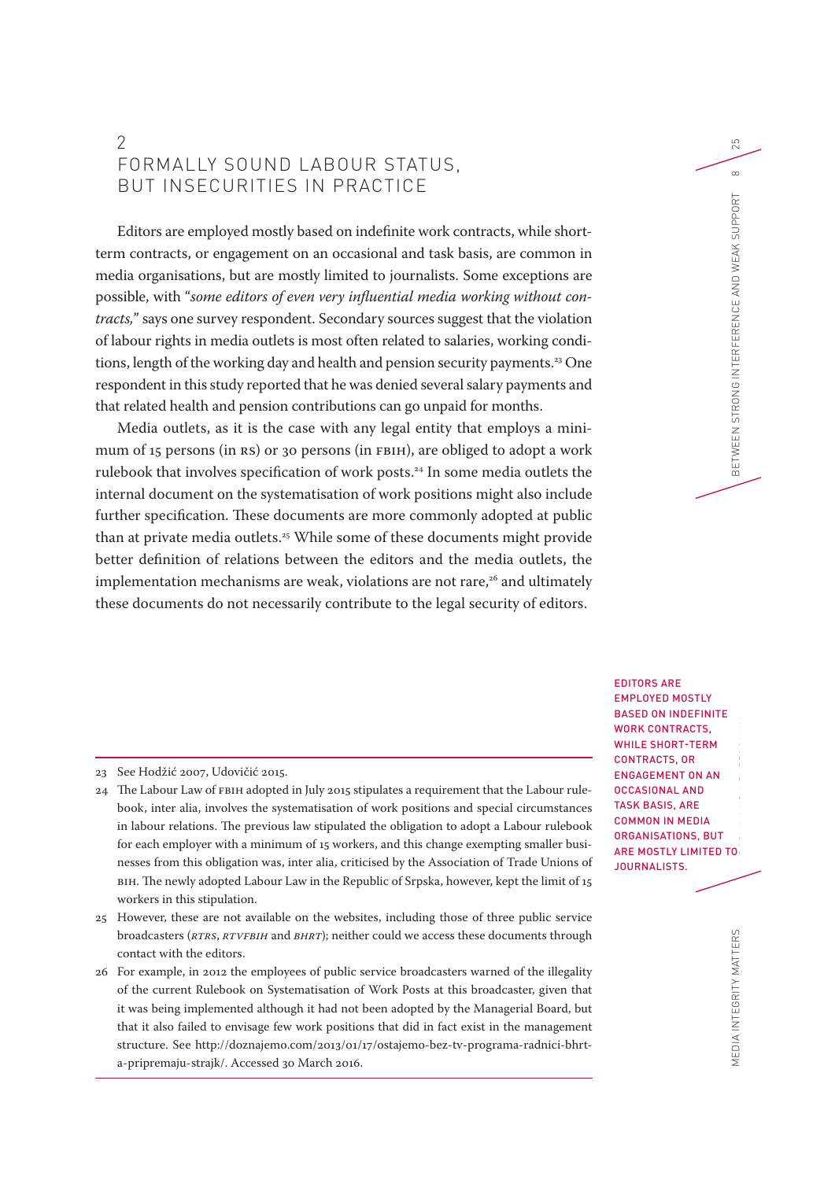## 2 FORMALLY SOUND LABOUR STATUS, BUT INSECURITIES IN PRACTICE

Editors are employed mostly based on indefinite work contracts, while short-term contracts, or engagement on an occasional and task basis, are common in media organisations, but are mostly limited to journalists. Some exceptions are possible, with "*some editors of even very influential media working without contracts,*" says one survey respondent. Secondary sources suggest that the violation of labour rights in media outlets is most often related to salaries, working conditions, length of the working day and health and pension security payments.[23] One respondent in this study reported that he was denied several salary payments and that related health and pension contributions can go unpaid for months.

Media outlets, as it is the case with any legal entity that employs a minimum of 15 persons (in RS) or 30 persons (in FBIH), are obliged to adopt a work rulebook that involves specification of work posts.[24] In some media outlets the internal document on the systematisation of work positions might also include further specification. These documents are more commonly adopted at public than at private media outlets.[25] While some of these documents might provide better definition of relations between the editors and the media outlets, the implementation mechanisms are weak, violations are not rare,[26] and ultimately these documents do not necessarily contribute to the legal security of editors.

**EDITORS ARE EMPLOYED MOSTLY BASED ON INDEFINITE WORK CONTRACTS, WHILE SHORT-TERM CONTRACTS, OR ENGAGEMENT ON AN OCCASIONAL AND TASK BASIS, ARE COMMON IN MEDIA ORGANISATIONS, BUT ARE MOSTLY LIMITED TO JOURNALISTS.**

---

23 See Hodžić 2007, Udovičić 2015.

24 The Labour Law of FBIH adopted in July 2015 stipulates a requirement that the Labour rulebook, inter alia, involves the systematisation of work positions and special circumstances in labour relations. The previous law stipulated the obligation to adopt a Labour rulebook for each employer with a minimum of 15 workers, and this change exempting smaller businesses from this obligation was, inter alia, criticised by the Association of Trade Unions of BIH. The newly adopted Labour Law in the Republic of Srpska, however, kept the limit of 15 workers in this stipulation.

25 However, these are not available on the websites, including those of three public service broadcasters (*RTRS*, *RTVFBIH* and *BHRT*); neither could we access these documents through contact with the editors.

26 For example, in 2012 the employees of public service broadcasters warned of the illegality of the current Rulebook on Systematisation of Work Posts at this broadcaster, given that it was being implemented although it had not been adopted by the Managerial Board, but that it also failed to envisage few work positions that did in fact exist in the management structure. See http://doznajemo.com/2013/01/17/ostajemo-bez-tv-programa-radnici-bhrt-a-pripremaju-strajk/. Accessed 30 March 2016.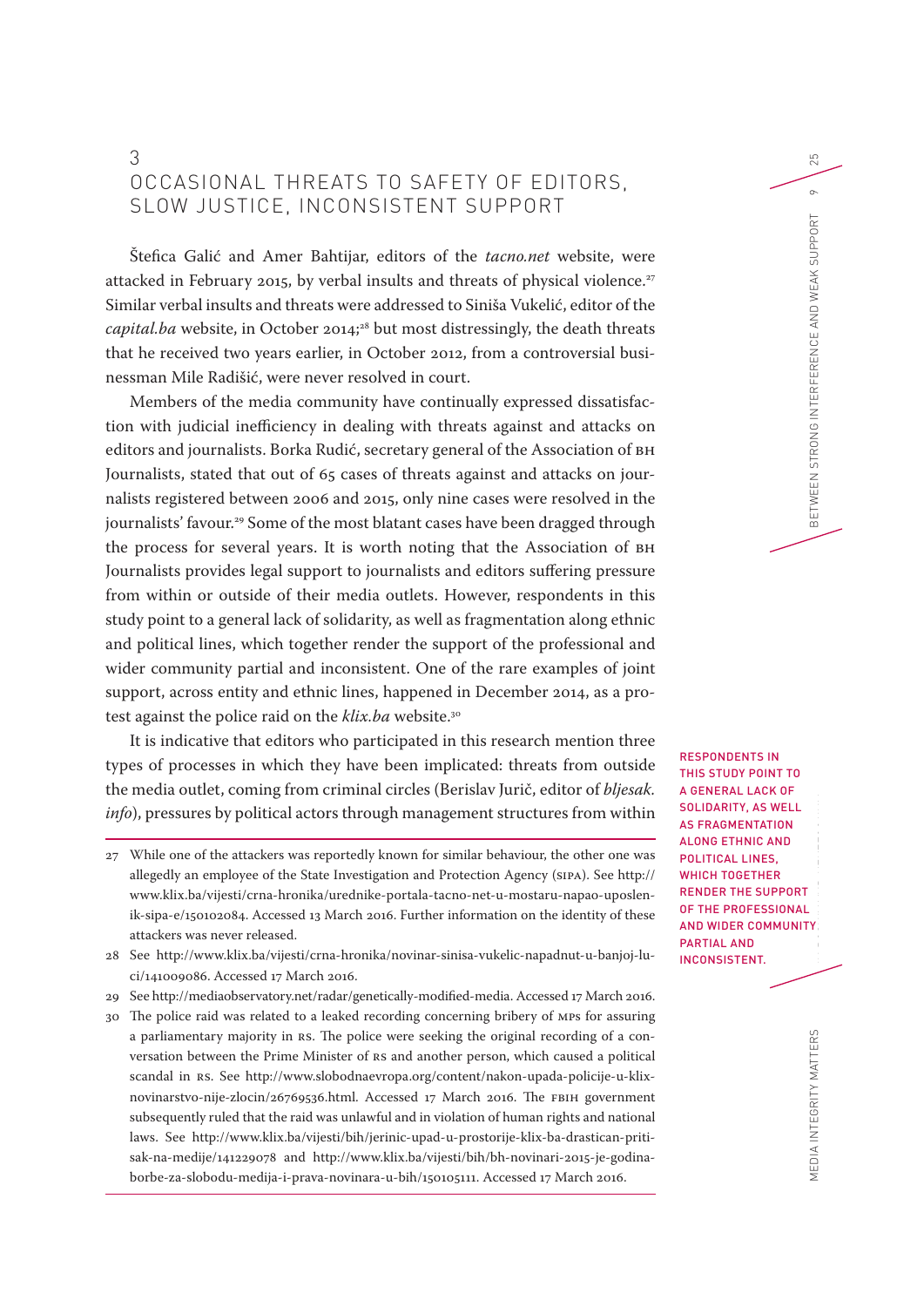## 3 OCCASIONAL THREATS TO SAFETY OF EDITORS, SLOW JUSTICE, INCONSITENT SUPPORT

Štefica Galić and Amer Bahtijar, editors of the *tacno.net* website, were attacked in February 2015, by verbal insults and threats of physical violence.[27] Similar verbal insults and threats were addressed to Siniša Vukelić, editor of the *capital.ba* website, in October 2014;[28] but most distressingly, the death threats that he received two years earlier, in October 2012, from a controversial businessman Mile Radišić, were never resolved in court.

Members of the media community have continually expressed dissatisfaction with judicial inefficiency in dealing with threats against and attacks on editors and journalists. Borka Rudić, secretary general of the Association of BH Journalists, stated that out of 65 cases of threats against and attacks on journalists registered between 2006 and 2015, only nine cases were resolved in the journalists' favour.[29] Some of the most blatant cases have been dragged through the process for several years. It is worth noting that the Association of BH Journalists provides legal support to journalists and editors suffering pressure from within or outside of their media outlets. However, respondents in this study point to a general lack of solidarity, as well as fragmentation along ethnic and political lines, which together render the support of the professional and wider community partial and inconsistent. One of the rare examples of joint support, across entity and ethnic lines, happened in December 2014, as a protest against the police raid on the *klix.ba* website.[30]

RESPONDENTS IN THIS STUDY POINT TO A GENERAL LACK OF SOLIDARITY, AS WELL AS FRAGMENTATION ALONG ETHNIC AND POLITICAL LINES, WHICH TOGETHER RENDER THE SUPPORT OF THE PROFESSIONAL AND WIDER COMMUNITY PARTIAL AND INCONSISTENT.

It is indicative that editors who participated in this research mention three types of processes in which they have been implicated: threats from outside the media outlet, coming from criminal circles (Berislav Jurič, editor of *bljesak.info*), pressures by political actors through management structures from within

27 While one of the attackers was reportedly known for similar behaviour, the other one was allegedly an employee of the State Investigation and Protection Agency (SIPA). See http://www.klix.ba/vijesti/crna-hronika/urednike-portala-tacno-net-u-mostaru-napao-uposlenik-sipa-e/150102084. Accessed 13 March 2016. Further information on the identity of these attackers was never released.

28 See http://www.klix.ba/vijesti/crna-hronika/novinar-sinisa-vukelic-napadnut-u-banjoj-luci/141009086. Accessed 17 March 2016.

29 See http://mediaobservatory.net/radar/genetically-modified-media. Accessed 17 March 2016.

30 The police raid was related to a leaked recording concerning bribery of MPs for assuring a parliamentary majority in RS. The police were seeking the original recording of a conversation between the Prime Minister of RS and another person, which caused a political scandal in RS. See http://www.slobodnaevropa.org/content/nakon-upada-policije-u-klix-novinarstvo-nije-zlocin/26769536.html. Accessed 17 March 2016. The FBIH government subsequently ruled that the raid was unlawful and in violation of human rights and national laws. See http://www.klix.ba/vijesti/bih/jerinic-upad-u-prostorije-klix-ba-drastican-pritisak-na-medije/141229078 and http://www.klix.ba/vijesti/bih/bh-novinari-2015-je-godina-borbe-za-slobodu-medija-i-prava-novinara-u-bih/150105111. Accessed 17 March 2016.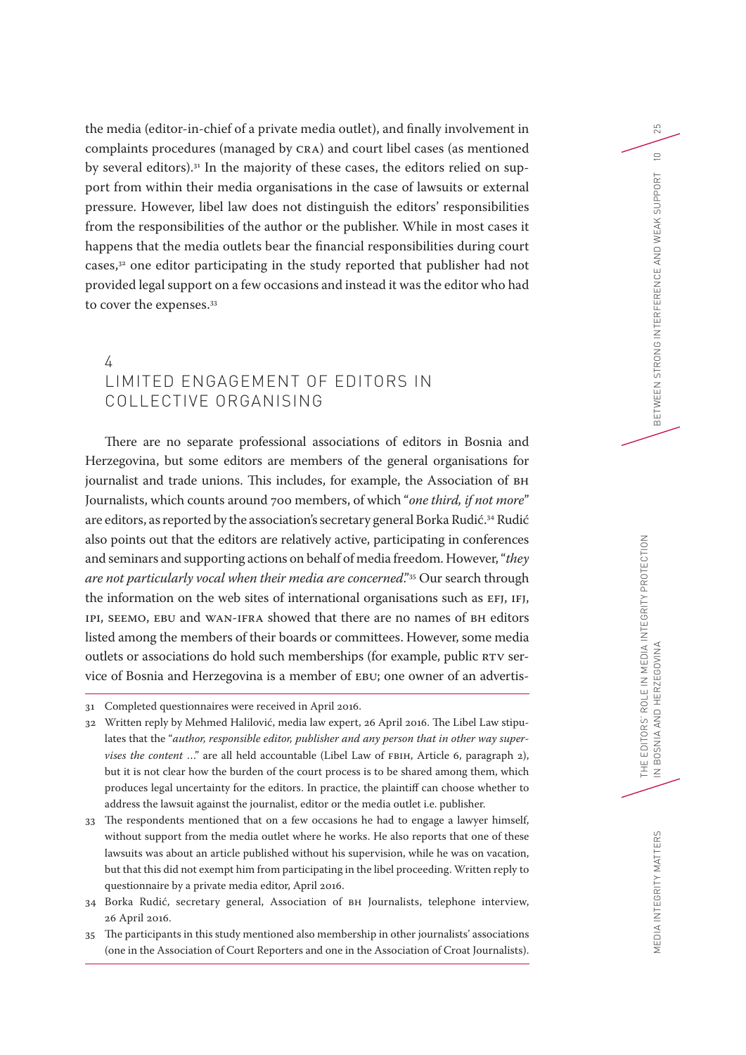the media (editor-in-chief of a private media outlet), and finally involvement in complaints procedures (managed by CRA) and court libel cases (as mentioned by several editors).[31] In the majority of these cases, the editors relied on support from within their media organisations in the case of lawsuits or external pressure. However, libel law does not distinguish the editors' responsibilities from the responsibilities of the author or the publisher. While in most cases it happens that the media outlets bear the financial responsibilities during court cases,[32] one editor participating in the study reported that publisher had not provided legal support on a few occasions and instead it was the editor who had to cover the expenses.[33]

## 4 LIMITED ENGAGEMENT OF EDITORS IN COLLECTIVE ORGANISING

There are no separate professional associations of editors in Bosnia and Herzegovina, but some editors are members of the general organisations for journalist and trade unions. This includes, for example, the Association of BH Journalists, which counts around 700 members, of which "*one third, if not more*" are editors, as reported by the association's secretary general Borka Rudić.[34] Rudić also points out that the editors are relatively active, participating in conferences and seminars and supporting actions on behalf of media freedom. However, "*they are not particularly vocal when their media are concerned*."[35] Our search through the information on the web sites of international organisations such as EFJ, IFJ, IPI, SEEMO, EBU and WAN-IFRA showed that there are no names of BH editors listed among the members of their boards or committees. However, some media outlets or associations do hold such memberships (for example, public RTV service of Bosnia and Herzegovina is a member of EBU; one owner of an advertis-

---

31 Completed questionnaires were received in April 2016.

32 Written reply by Mehmed Halilović, media law expert, 26 April 2016. The Libel Law stipulates that the "*author, responsible editor, publisher and any person that in other way supervises the content …*" are all held accountable (Libel Law of FBIH, Article 6, paragraph 2), but it is not clear how the burden of the court process is to be shared among them, which produces legal uncertainty for the editors. In practice, the plaintiff can choose whether to address the lawsuit against the journalist, editor or the media outlet i.e. publisher.

33 The respondents mentioned that on a few occasions he had to engage a lawyer himself, without support from the media outlet where he works. He also reports that one of these lawsuits was about an article published without his supervision, while he was on vacation, but that this did not exempt him from participating in the libel proceeding. Written reply to questionnaire by a private media editor, April 2016.

34 Borka Rudić, secretary general, Association of BH Journalists, telephone interview, 26 April 2016.

35 The participants in this study mentioned also membership in other journalists' associations (one in the Association of Court Reporters and one in the Association of Croat Journalists).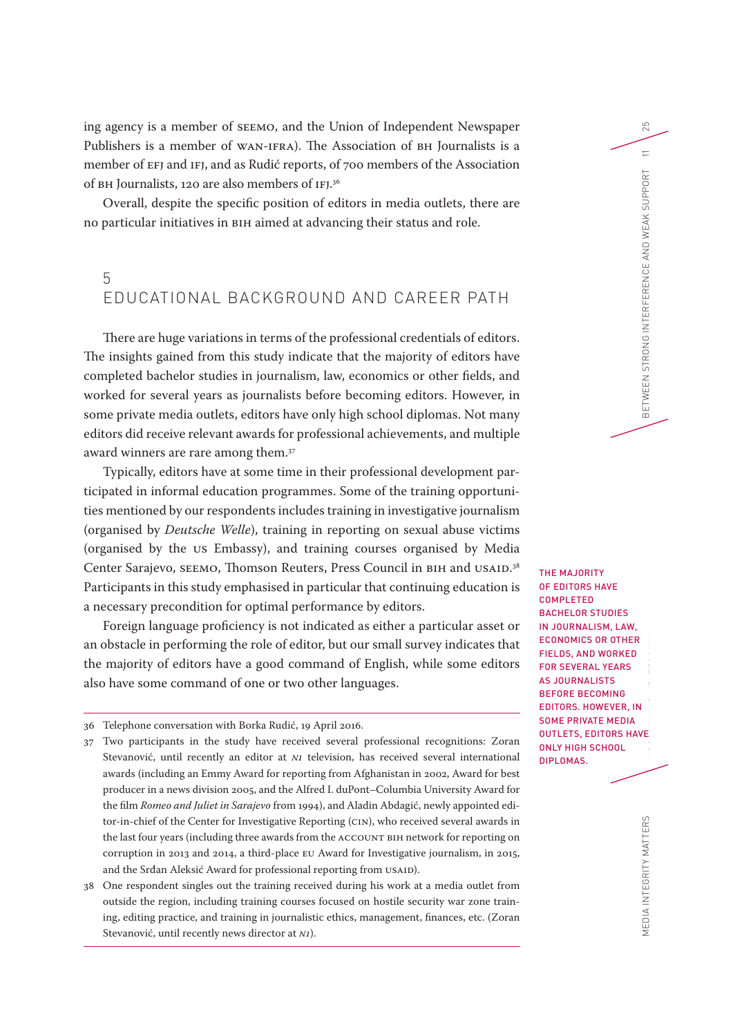ing agency is a member of SEEMO, and the Union of Independent Newspaper Publishers is a member of WAN-IFRA). The Association of BH Journalists is a member of EFJ and IFJ, and as Rudić reports, of 700 members of the Association of BH Journalists, 120 are also members of IFJ.[36]

Overall, despite the specific position of editors in media outlets, there are no particular initiatives in BIH aimed at advancing their status and role.

## 5 EDUCATIONAL BACKGROUND AND CAREER PATH

There are huge variations in terms of the professional credentials of editors. The insights gained from this study indicate that the majority of editors have completed bachelor studies in journalism, law, economics or other fields, and worked for several years as journalists before becoming editors. However, in some private media outlets, editors have only high school diplomas. Not many editors did receive relevant awards for professional achievements, and multiple award winners are rare among them.[37]

Typically, editors have at some time in their professional development participated in informal education programmes. Some of the training opportunities mentioned by our respondents includes training in investigative journalism (organised by *Deutsche Welle*), training in reporting on sexual abuse victims (organised by the US Embassy), and training courses organised by Media Center Sarajevo, SEEMO, Thomson Reuters, Press Council in BIH and USAID.[38] Participants in this study emphasised in particular that continuing education is a necessary precondition for optimal performance by editors.

Foreign language proficiency is not indicated as either a particular asset or an obstacle in performing the role of editor, but our small survey indicates that the majority of editors have a good command of English, while some editors also have some command of one or two other languages.

**THE MAJORITY OF EDITORS HAVE COMPLETED BACHELOR STUDIES IN JOURNALISM, LAW, ECONOMICS OR OTHER FIELDS, AND WORKED FOR SEVERAL YEARS AS JOURNALISTS BEFORE BECOMING EDITORS. HOWEVER, IN SOME PRIVATE MEDIA OUTLETS, EDITORS HAVE ONLY HIGH SCHOOL DIPLOMAS.**

---

36 Telephone conversation with Borka Rudić, 19 April 2016.

37 Two participants in the study have received several professional recognitions: Zoran Stevanović, until recently an editor at *N1* television, has received several international awards (including an Emmy Award for reporting from Afghanistan in 2002, Award for best producer in a news division 2005, and the Alfred I. duPont–Columbia University Award for the film *Romeo and Juliet in Sarajevo* from 1994), and Aladin Abdagić, newly appointed editor-in-chief of the Center for Investigative Reporting (CIN), who received several awards in the last four years (including three awards from the ACCOUNT BIH network for reporting on corruption in 2013 and 2014, a third-place EU Award for Investigative journalism, in 2015, and the Srđan Aleksić Award for professional reporting from USAID).

38 One respondent singles out the training received during his work at a media outlet from outside the region, including training courses focused on hostile security war zone training, editing practice, and training in journalistic ethics, management, finances, etc. (Zoran Stevanović, until recently news director at *N1*).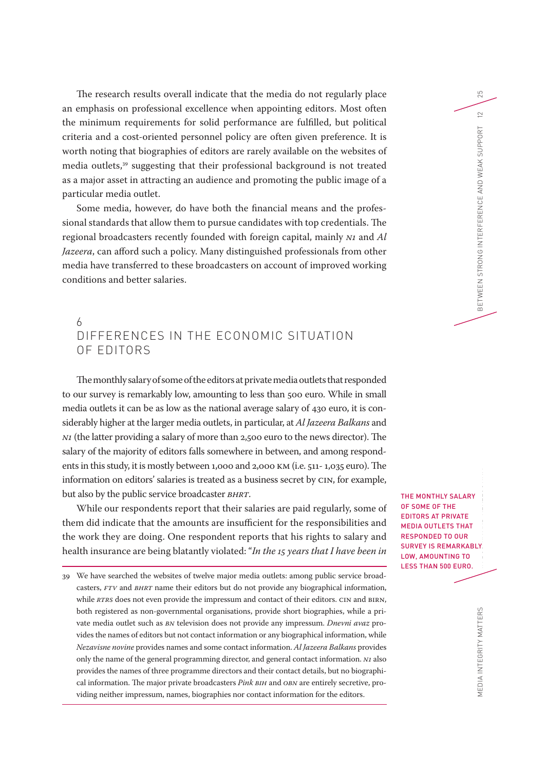The research results overall indicate that the media do not regularly place an emphasis on professional excellence when appointing editors. Most often the minimum requirements for solid performance are fulfilled, but political criteria and a cost-oriented personnel policy are often given preference. It is worth noting that biographies of editors are rarely available on the websites of media outlets,[39] suggesting that their professional background is not treated as a major asset in attracting an audience and promoting the public image of a particular media outlet.

Some media, however, do have both the financial means and the professional standards that allow them to pursue candidates with top credentials. The regional broadcasters recently founded with foreign capital, mainly *N1* and *Al Jazeera*, can afford such a policy. Many distinguished professionals from other media have transferred to these broadcasters on account of improved working conditions and better salaries.

## 6 DIFFERENCES IN THE ECONOMIC SITUATION OF EDITORS

The monthly salary of some of the editors at private media outlets that responded to our survey is remarkably low, amounting to less than 500 euro. While in small media outlets it can be as low as the national average salary of 430 euro, it is considerably higher at the larger media outlets, in particular, at *Al Jazeera Balkans* and *N1* (the latter providing a salary of more than 2,500 euro to the news director). The salary of the majority of editors falls somewhere in between, and among respondents in this study, it is mostly between 1,000 and 2,000 KM (i.e. 511- 1,035 euro). The information on editors' salaries is treated as a business secret by CIN, for example, but also by the public service broadcaster *BHRT*.

THE MONTHLY SALARY OF SOME OF THE EDITORS AT PRIVATE MEDIA OUTLETS THAT RESPONDED TO OUR SURVEY IS REMARKABLY LOW, AMOUNTING TO LESS THAN 500 EURO.

While our respondents report that their salaries are paid regularly, some of them did indicate that the amounts are insufficient for the responsibilities and the work they are doing. One respondent reports that his rights to salary and health insurance are being blatantly violated: "*In the 15 years that I have been in*

39 We have searched the websites of twelve major media outlets: among public service broadcasters, *FTV* and *BHRT* name their editors but do not provide any biographical information, while *RTRS* does not even provide the impressum and contact of their editors. CIN and BIRN, both registered as non-governmental organisations, provide short biographies, while a private media outlet such as *BN* television does not provide any impressum. *Dnevni avaz* provides the names of editors but not contact information or any biographical information, while *Nezavisne novine* provides names and some contact information. *Al Jazeera Balkans* provides only the name of the general programming director, and general contact information. *N1* also provides the names of three programme directors and their contact details, but no biographical information. The major private broadcasters *Pink BIH* and *OBN* are entirely secretive, providing neither impressum, names, biographies nor contact information for the editors.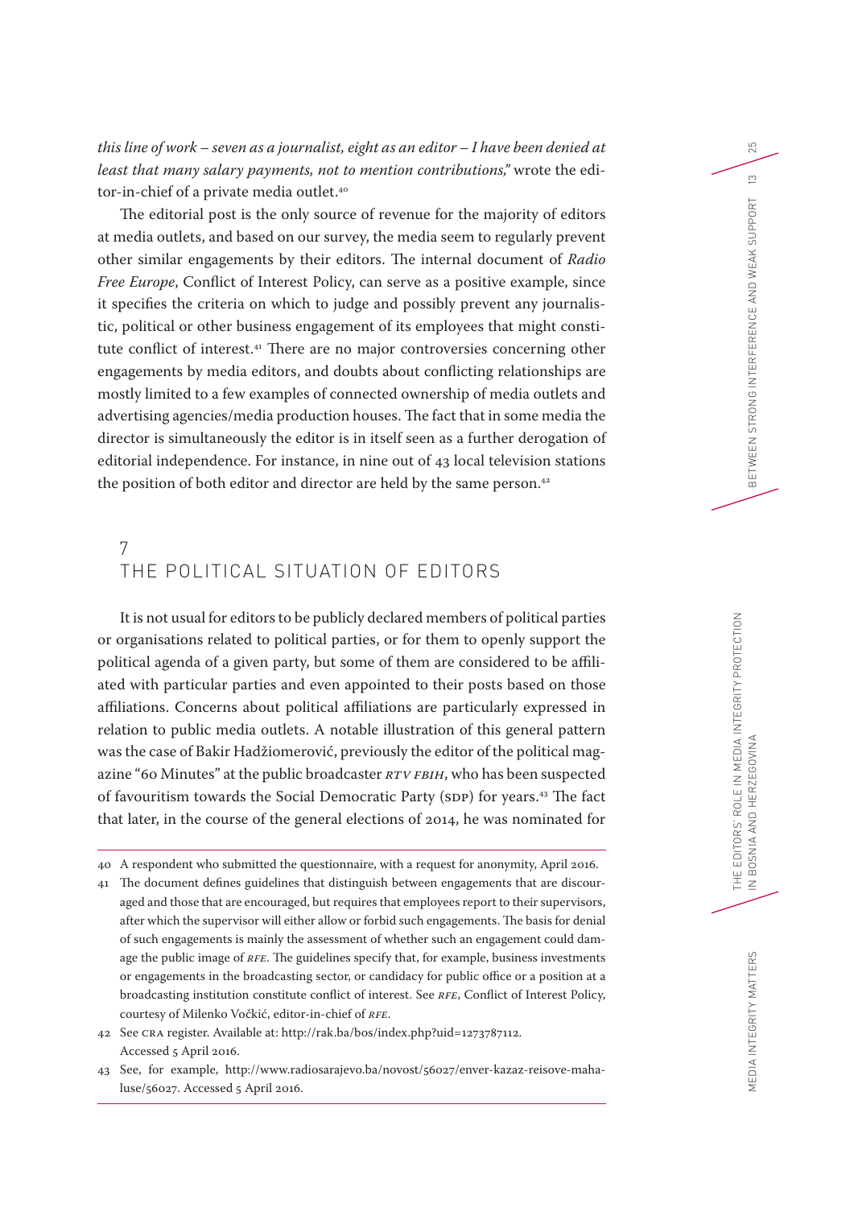*this line of work – seven as a journalist, eight as an editor – I have been denied at least that many salary payments, not to mention contributions,"* wrote the editor-in-chief of a private media outlet.[40]

The editorial post is the only source of revenue for the majority of editors at media outlets, and based on our survey, the media seem to regularly prevent other similar engagements by their editors. The internal document of *Radio Free Europe*, Conflict of Interest Policy, can serve as a positive example, since it specifies the criteria on which to judge and possibly prevent any journalistic, political or other business engagement of its employees that might constitute conflict of interest.[41] There are no major controversies concerning other engagements by media editors, and doubts about conflicting relationships are mostly limited to a few examples of connected ownership of media outlets and advertising agencies/media production houses. The fact that in some media the director is simultaneously the editor is in itself seen as a further derogation of editorial independence. For instance, in nine out of 43 local television stations the position of both editor and director are held by the same person.[42]

## 7 THE POLITICAL SITUATION OF EDITORS

It is not usual for editors to be publicly declared members of political parties or organisations related to political parties, or for them to openly support the political agenda of a given party, but some of them are considered to be affiliated with particular parties and even appointed to their posts based on those affiliations. Concerns about political affiliations are particularly expressed in relation to public media outlets. A notable illustration of this general pattern was the case of Bakir Hadžiomerović, previously the editor of the political magazine "60 Minutes" at the public broadcaster *RTV FBIH*, who has been suspected of favouritism towards the Social Democratic Party (SDP) for years.[43] The fact that later, in the course of the general elections of 2014, he was nominated for

---

40 A respondent who submitted the questionnaire, with a request for anonymity, April 2016.

41 The document defines guidelines that distinguish between engagements that are discouraged and those that are encouraged, but requires that employees report to their supervisors, after which the supervisor will either allow or forbid such engagements. The basis for denial of such engagements is mainly the assessment of whether such an engagement could damage the public image of *RFE*. The guidelines specify that, for example, business investments or engagements in the broadcasting sector, or candidacy for public office or a position at a broadcasting institution constitute conflict of interest. See *RFE*, Conflict of Interest Policy, courtesy of Milenko Vočkić, editor-in-chief of *RFE*.

42 See CRA register. Available at: http://rak.ba/bos/index.php?uid=1273787112. Accessed 5 April 2016.

43 See, for example, http://www.radiosarajevo.ba/novost/56027/enver-kazaz-reisove-mahaluse/56027. Accessed 5 April 2016.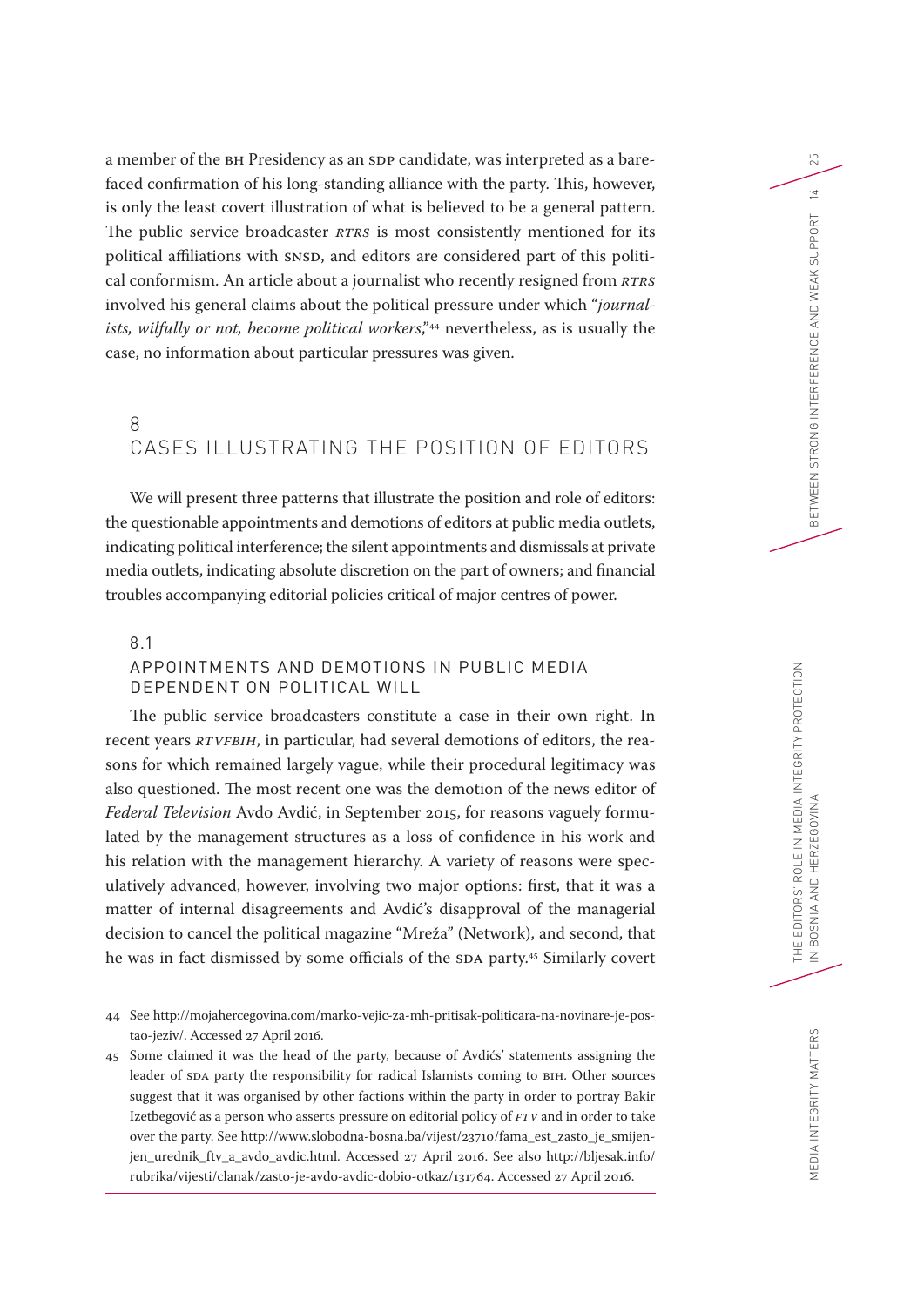a member of the BH Presidency as an SDP candidate, was interpreted as a barefaced confirmation of his long-standing alliance with the party. This, however, is only the least covert illustration of what is believed to be a general pattern. The public service broadcaster *RTRS* is most consistently mentioned for its political affiliations with SNSD, and editors are considered part of this political conformism. An article about a journalist who recently resigned from *RTRS* involved his general claims about the political pressure under which "*journalists, wilfully or not, become political workers*,"[44] nevertheless, as is usually the case, no information about particular pressures was given.

## 8 CASES ILLUSTRATING THE POSITION OF EDITORS

We will present three patterns that illustrate the position and role of editors: the questionable appointments and demotions of editors at public media outlets, indicating political interference; the silent appointments and dismissals at private media outlets, indicating absolute discretion on the part of owners; and financial troubles accompanying editorial policies critical of major centres of power.

### 8.1 APPOINTMENTS AND DEMOTIONS IN PUBLIC MEDIA DEPENDENT ON POLITICAL WILL

The public service broadcasters constitute a case in their own right. In recent years *RTVFBIH*, in particular, had several demotions of editors, the reasons for which remained largely vague, while their procedural legitimacy was also questioned. The most recent one was the demotion of the news editor of *Federal Television* Avdo Avdić, in September 2015, for reasons vaguely formulated by the management structures as a loss of confidence in his work and his relation with the management hierarchy. A variety of reasons were speculatively advanced, however, involving two major options: first, that it was a matter of internal disagreements and Avdić's disapproval of the managerial decision to cancel the political magazine "Mreža" (Network), and second, that he was in fact dismissed by some officials of the SDA party.[45] Similarly covert

---

44 See http://mojahercegovina.com/marko-vejic-za-mh-pritisak-politicara-na-novinare-je-postao-jeziv/. Accessed 27 April 2016.

45 Some claimed it was the head of the party, because of Avdićs' statements assigning the leader of SDA party the responsibility for radical Islamists coming to BIH. Other sources suggest that it was organised by other factions within the party in order to portray Bakir Izetbegović as a person who asserts pressure on editorial policy of *FTV* and in order to take over the party. See http://www.slobodna-bosna.ba/vijest/23710/fama_est_zasto_je_smijenjen_urednik_ftv_a_avdo_avdic.html. Accessed 27 April 2016. See also http://bljesak.info/rubrika/vijesti/clanak/zasto-je-avdo-avdic-dobio-otkaz/131764. Accessed 27 April 2016.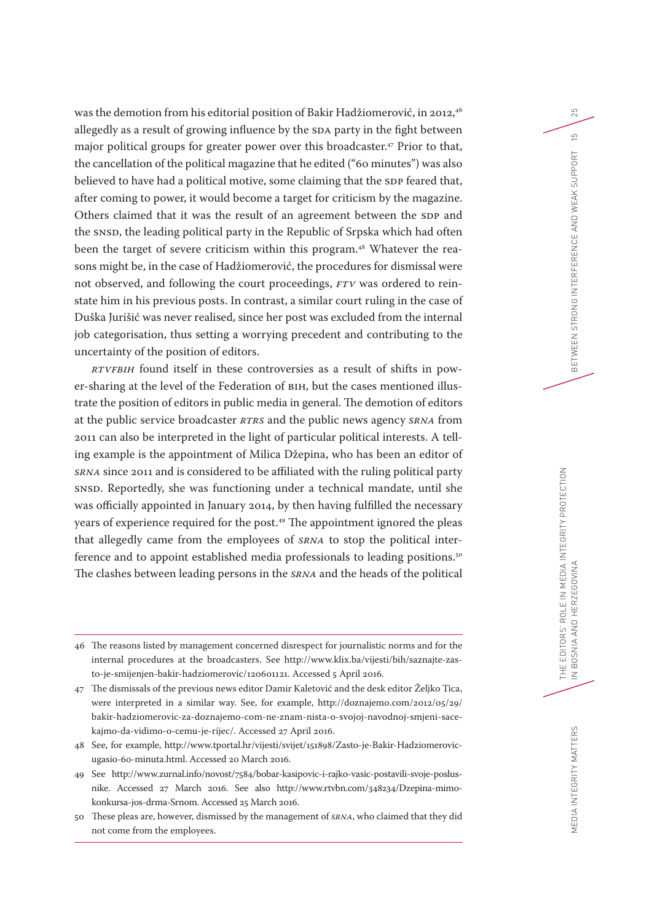was the demotion from his editorial position of Bakir Hadžiomerović, in 2012,[46] allegedly as a result of growing influence by the SDA party in the fight between major political groups for greater power over this broadcaster.[47] Prior to that, the cancellation of the political magazine that he edited ("60 minutes") was also believed to have had a political motive, some claiming that the SDP feared that, after coming to power, it would become a target for criticism by the magazine. Others claimed that it was the result of an agreement between the SDP and the SNSD, the leading political party in the Republic of Srpska which had often been the target of severe criticism within this program.[48] Whatever the reasons might be, in the case of Hadžiomerović, the procedures for dismissal were not observed, and following the court proceedings, *FTV* was ordered to reinstate him in his previous posts. In contrast, a similar court ruling in the case of Duška Jurišić was never realised, since her post was excluded from the internal job categorisation, thus setting a worrying precedent and contributing to the uncertainty of the position of editors.

*RTVFBIH* found itself in these controversies as a result of shifts in power-sharing at the level of the Federation of BIH, but the cases mentioned illustrate the position of editors in public media in general. The demotion of editors at the public service broadcaster *RTRS* and the public news agency *SRNA* from 2011 can also be interpreted in the light of particular political interests. A telling example is the appointment of Milica Džepina, who has been an editor of *SRNA* since 2011 and is considered to be affiliated with the ruling political party SNSD. Reportedly, she was functioning under a technical mandate, until she was officially appointed in January 2014, by then having fulfilled the necessary years of experience required for the post.[49] The appointment ignored the pleas that allegedly came from the employees of *SRNA* to stop the political interference and to appoint established media professionals to leading positions.[50] The clashes between leading persons in the *SRNA* and the heads of the political

---

46 The reasons listed by management concerned disrespect for journalistic norms and for the internal procedures at the broadcasters. See http://www.klix.ba/vijesti/bih/saznajte-zasto-je-smijenjen-bakir-hadziomerovic/120601121. Accessed 5 April 2016.

47 The dismissals of the previous news editor Damir Kaletović and the desk editor Željko Tica, were interpreted in a similar way. See, for example, http://doznajemo.com/2012/05/29/bakir-hadziomerovic-za-doznajemo-com-ne-znam-nista-o-svojoj-navodnoj-smjeni-sacekajmo-da-vidimo-o-cemu-je-rijec/. Accessed 27 April 2016.

48 See, for example, http://www.tportal.hr/vijesti/svijet/151898/Zasto-je-Bakir-Hadziomerovic-ugasio-60-minuta.html. Accessed 20 March 2016.

49 See http://www.zurnal.info/novost/7584/bobar-kasipovic-i-rajko-vasic-postavili-svoje-poslusnike. Accessed 27 March 2016. See also http://www.rtvbn.com/348234/Dzepina-mimo-konkursa-jos-drma-Srnom. Accessed 25 March 2016.

50 These pleas are, however, dismissed by the management of *SRNA*, who claimed that they did not come from the employees.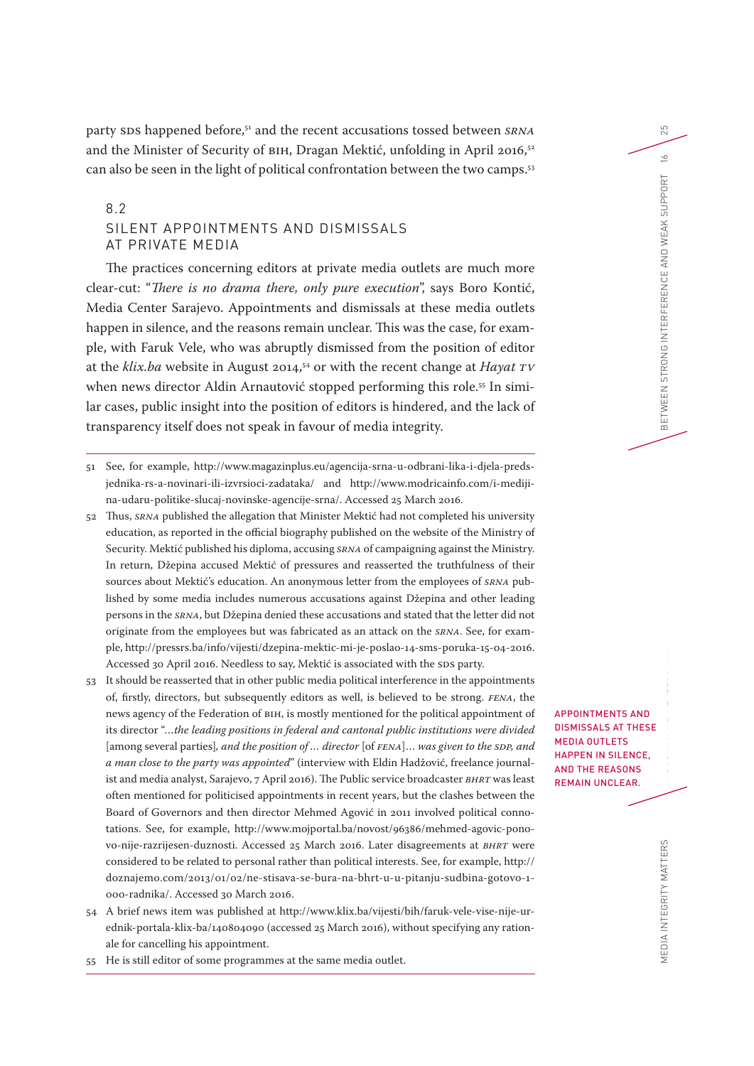party SDS happened before,[51] and the recent accusations tossed between *SRNA* and the Minister of Security of BIH, Dragan Mektić, unfolding in April 2016,[52] can also be seen in the light of political confrontation between the two camps.[53]

## 8.2 SILENT APPOINTMENTS AND DISMISSALS AT PRIVATE MEDIA

The practices concerning editors at private media outlets are much more clear-cut: "*There is no drama there, only pure execution*", says Boro Kontić, Media Center Sarajevo. Appointments and dismissals at these media outlets happen in silence, and the reasons remain unclear. This was the case, for example, with Faruk Vele, who was abruptly dismissed from the position of editor at the *klix.ba* website in August 2014,[54] or with the recent change at *Hayat TV* when news director Aldin Arnautović stopped performing this role.[55] In similar cases, public insight into the position of editors is hindered, and the lack of transparency itself does not speak in favour of media integrity.

APPOINTMENTS AND DISMISSALS AT THESE MEDIA OUTLETS HAPPEN IN SILENCE, AND THE REASONS REMAIN UNCLEAR.

---

51 See, for example, http://www.magazinplus.eu/agencija-srna-u-odbrani-lika-i-djela-predsjednika-rs-a-novinari-ili-izvrsioci-zadataka/ and http://www.modricainfo.com/i-mediji-na-udaru-politike-slucaj-novinske-agencije-srna/. Accessed 25 March 2016.

52 Thus, *SRNA* published the allegation that Minister Mektić had not completed his university education, as reported in the official biography published on the website of the Ministry of Security. Mektić published his diploma, accusing *SRNA* of campaigning against the Ministry. In return, Džepina accused Mektić of pressures and reasserted the truthfulness of their sources about Mektić's education. An anonymous letter from the employees of *SRNA* published by some media includes numerous accusations against Džepina and other leading persons in the *SRNA*, but Džepina denied these accusations and stated that the letter did not originate from the employees but was fabricated as an attack on the *SRNA*. See, for example, http://pressrs.ba/info/vijesti/dzepina-mektic-mi-je-poslao-14-sms-poruka-15-04-2016. Accessed 30 April 2016. Needless to say, Mektić is associated with the SDS party.

53 It should be reasserted that in other public media political interference in the appointments of, firstly, directors, but subsequently editors as well, is believed to be strong. *FENA*, the news agency of the Federation of BIH, is mostly mentioned for the political appointment of its director "*...the leading positions in federal and cantonal public institutions were divided* [among several parties], *and the position of ... director* [of *FENA*]*... was given to the SDP, and a man close to the party was appointed*" (interview with Eldin Hadžović, freelance journalist and media analyst, Sarajevo, 7 April 2016). The Public service broadcaster *BHRT* was least often mentioned for politicised appointments in recent years, but the clashes between the Board of Governors and then director Mehmed Agović in 2011 involved political connotations. See, for example, http://www.mojportal.ba/novost/96386/mehmed-agovic-ponovo-nije-razrijesen-duznosti. Accessed 25 March 2016. Later disagreements at *BHRT* were considered to be related to personal rather than political interests. See, for example, http://doznajemo.com/2013/01/02/ne-stisava-se-bura-na-bhrt-u-u-pitanju-sudbina-gotovo-1-000-radnika/. Accessed 30 March 2016.

54 A brief news item was published at http://www.klix.ba/vijesti/bih/faruk-vele-vise-nije-urednik-portala-klix-ba/140804090 (accessed 25 March 2016), without specifying any rationale for cancelling his appointment.

55 He is still editor of some programmes at the same media outlet.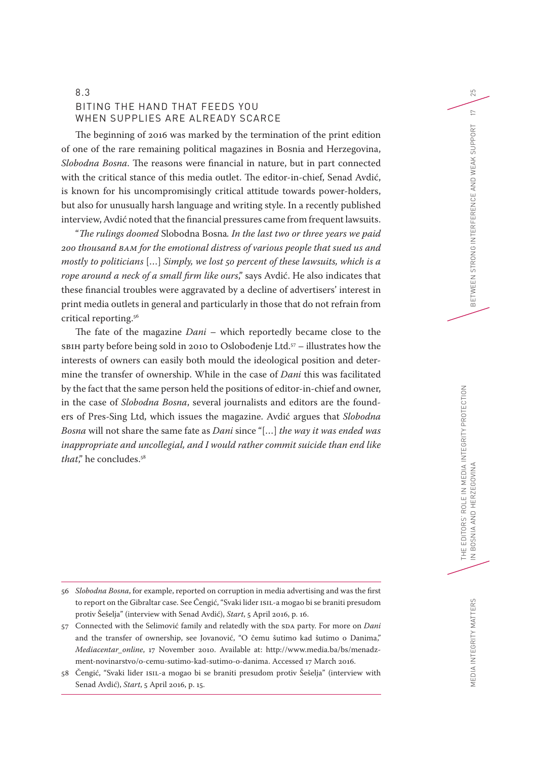## 8.3 BITING THE HAND THAT FEEDS YOU WHEN SUPPLIES ARE ALREADY SCARCE

The beginning of 2016 was marked by the termination of the print edition of one of the rare remaining political magazines in Bosnia and Herzegovina, *Slobodna Bosna*. The reasons were financial in nature, but in part connected with the critical stance of this media outlet. The editor-in-chief, Senad Avdić, is known for his uncompromisingly critical attitude towards power-holders, but also for unusually harsh language and writing style. In a recently published interview, Avdić noted that the financial pressures came from frequent lawsuits.

"*The rulings doomed* Slobodna Bosna*. In the last two or three years we paid 200 thousand BAM for the emotional distress of various people that sued us and mostly to politicians* [...] *Simply, we lost 50 percent of these lawsuits, which is a rope around a neck of a small firm like ours*," says Avdić. He also indicates that these financial troubles were aggravated by a decline of advertisers' interest in print media outlets in general and particularly in those that do not refrain from critical reporting.[56]

The fate of the magazine *Dani* – which reportedly became close to the SBIH party before being sold in 2010 to Oslobođenje Ltd.[57] – illustrates how the interests of owners can easily both mould the ideological position and determine the transfer of ownership. While in the case of *Dani* this was facilitated by the fact that the same person held the positions of editor-in-chief and owner, in the case of *Slobodna Bosna*, several journalists and editors are the founders of Pres-Sing Ltd, which issues the magazine. Avdić argues that *Slobodna Bosna* will not share the same fate as *Dani* since "[...] *the way it was ended was inappropriate and uncollegial, and I would rather commit suicide than end like that*," he concludes.[58]

---

56 *Slobodna Bosna*, for example, reported on corruption in media advertising and was the first to report on the Gibraltar case. See Čengić, "Svaki lider ISIL-a mogao bi se braniti presudom protiv Šešelja" (interview with Senad Avdić), *Start*, 5 April 2016, p. 16.

57 Connected with the Selimović family and relatedly with the SDA party. For more on *Dani* and the transfer of ownership, see Jovanović, "O čemu šutimo kad šutimo o Danima," *Mediacentar_online*, 17 November 2010. Available at: http://www.media.ba/bs/menadzment-novinarstvo/o-cemu-sutimo-kad-sutimo-o-danima. Accessed 17 March 2016.

58 Čengić, "Svaki lider ISIL-a mogao bi se braniti presudom protiv Šešelja" (interview with Senad Avdić), *Start*, 5 April 2016, p. 15.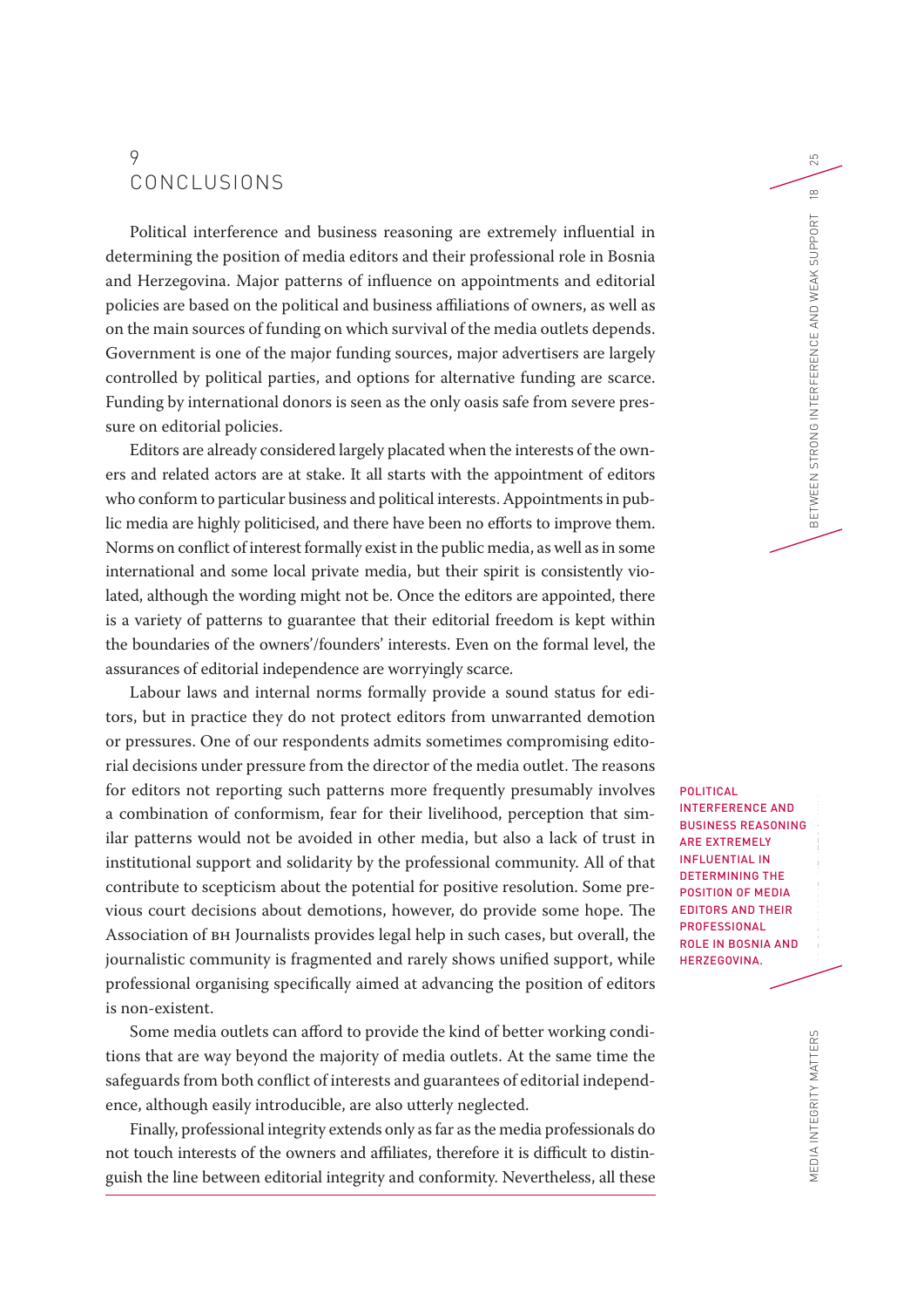# 9 CONCLUSIONS

Political interference and business reasoning are extremely influential in determining the position of media editors and their professional role in Bosnia and Herzegovina. Major patterns of influence on appointments and editorial policies are based on the political and business affiliations of owners, as well as on the main sources of funding on which survival of the media outlets depends. Government is one of the major funding sources, major advertisers are largely controlled by political parties, and options for alternative funding are scarce. Funding by international donors is seen as the only oasis safe from severe pressure on editorial policies.

Editors are already considered largely placated when the interests of the owners and related actors are at stake. It all starts with the appointment of editors who conform to particular business and political interests. Appointments in public media are highly politicised, and there have been no efforts to improve them. Norms on conflict of interest formally exist in the public media, as well as in some international and some local private media, but their spirit is consistently violated, although the wording might not be. Once the editors are appointed, there is a variety of patterns to guarantee that their editorial freedom is kept within the boundaries of the owners'/founders' interests. Even on the formal level, the assurances of editorial independence are worryingly scarce.

Labour laws and internal norms formally provide a sound status for editors, but in practice they do not protect editors from unwarranted demotion or pressures. One of our respondents admits sometimes compromising editorial decisions under pressure from the director of the media outlet. The reasons for editors not reporting such patterns more frequently presumably involves a combination of conformism, fear for their livelihood, perception that similar patterns would not be avoided in other media, but also a lack of trust in institutional support and solidarity by the professional community. All of that contribute to scepticism about the potential for positive resolution. Some previous court decisions about demotions, however, do provide some hope. The Association of BH Journalists provides legal help in such cases, but overall, the journalistic community is fragmented and rarely shows unified support, while professional organising specifically aimed at advancing the position of editors is non-existent.

POLITICAL INTERFERENCE AND BUSINESS REASONING ARE EXTREMELY INFLUENTIAL IN DETERMINING THE POSITION OF MEDIA EDITORS AND THEIR PROFESSIONAL ROLE IN BOSNIA AND HERZEGOVINA.

Some media outlets can afford to provide the kind of better working conditions that are way beyond the majority of media outlets. At the same time the safeguards from both conflict of interests and guarantees of editorial independence, although easily introducible, are also utterly neglected.

Finally, professional integrity extends only as far as the media professionals do not touch interests of the owners and affiliates, therefore it is difficult to distinguish the line between editorial integrity and conformity. Nevertheless, all these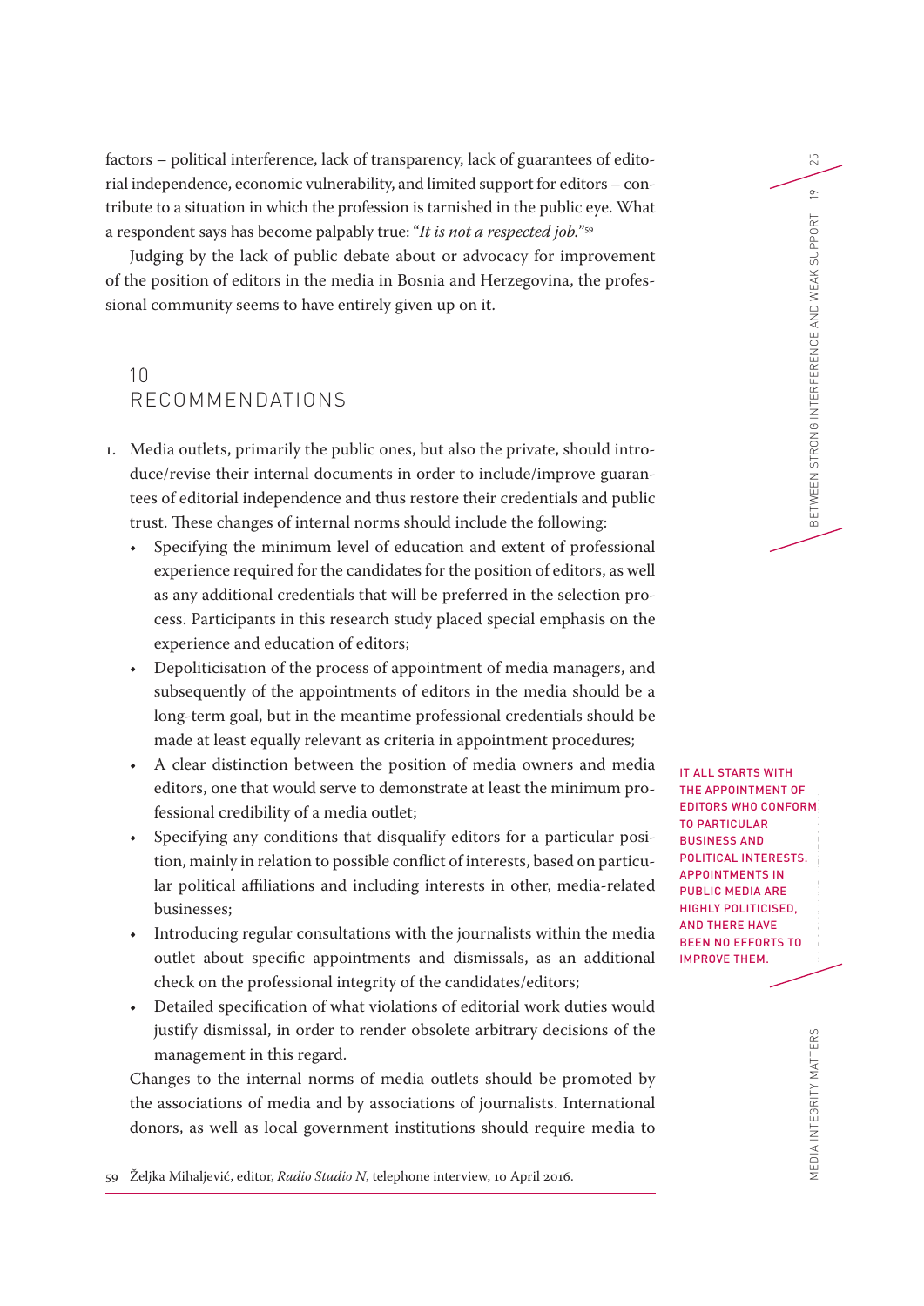factors – political interference, lack of transparency, lack of guarantees of editorial independence, economic vulnerability, and limited support for editors – contribute to a situation in which the profession is tarnished in the public eye. What a respondent says has become palpably true: "*It is not a respected job.*"[59]

Judging by the lack of public debate about or advocacy for improvement of the position of editors in the media in Bosnia and Herzegovina, the professional community seems to have entirely given up on it.

## 10 RECOMMENDATIONS

1. Media outlets, primarily the public ones, but also the private, should introduce/revise their internal documents in order to include/improve guarantees of editorial independence and thus restore their credentials and public trust. These changes of internal norms should include the following:
   - Specifying the minimum level of education and extent of professional experience required for the candidates for the position of editors, as well as any additional credentials that will be preferred in the selection process. Participants in this research study placed special emphasis on the experience and education of editors;
   - Depoliticisation of the process of appointment of media managers, and subsequently of the appointments of editors in the media should be a long-term goal, but in the meantime professional credentials should be made at least equally relevant as criteria in appointment procedures;
   - A clear distinction between the position of media owners and media editors, one that would serve to demonstrate at least the minimum professional credibility of a media outlet;
   - Specifying any conditions that disqualify editors for a particular position, mainly in relation to possible conflict of interests, based on particular political affiliations and including interests in other, media-related businesses;
   - Introducing regular consultations with the journalists within the media outlet about specific appointments and dismissals, as an additional check on the professional integrity of the candidates/editors;
   - Detailed specification of what violations of editorial work duties would justify dismissal, in order to render obsolete arbitrary decisions of the management in this regard.

   Changes to the internal norms of media outlets should be promoted by the associations of media and by associations of journalists. International donors, as well as local government institutions should require media to

IT ALL STARTS WITH THE APPOINTMENT OF EDITORS WHO CONFORM TO PARTICULAR BUSINESS AND POLITICAL INTERESTS. APPOINTMENTS IN PUBLIC MEDIA ARE HIGHLY POLITICISED, AND THERE HAVE BEEN NO EFFORTS TO IMPROVE THEM.

59 Željka Mihaljević, editor, *Radio Studio N*, telephone interview, 10 April 2016.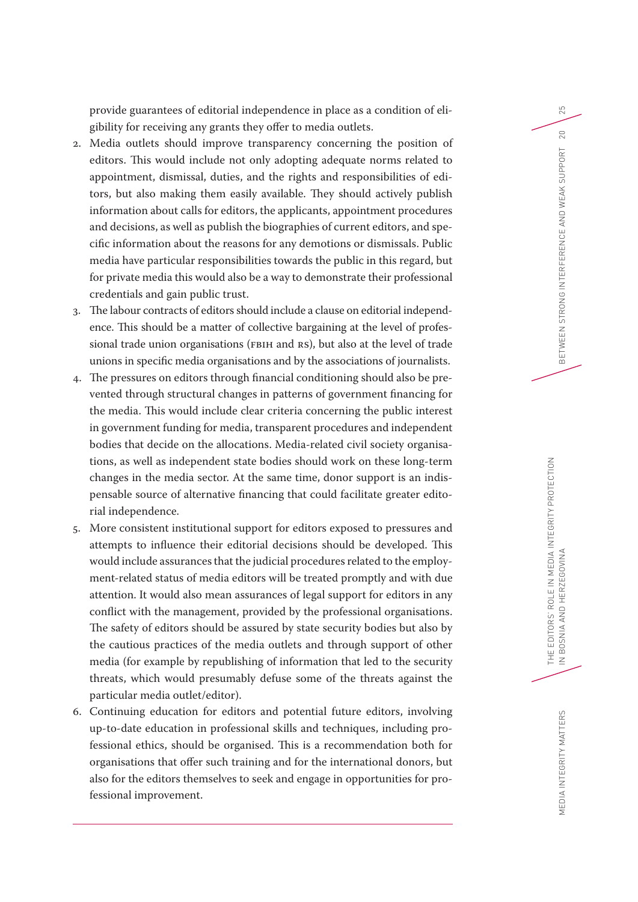provide guarantees of editorial independence in place as a condition of eligibility for receiving any grants they offer to media outlets.

2. Media outlets should improve transparency concerning the position of editors. This would include not only adopting adequate norms related to appointment, dismissal, duties, and the rights and responsibilities of editors, but also making them easily available. They should actively publish information about calls for editors, the applicants, appointment procedures and decisions, as well as publish the biographies of current editors, and specific information about the reasons for any demotions or dismissals. Public media have particular responsibilities towards the public in this regard, but for private media this would also be a way to demonstrate their professional credentials and gain public trust.
3. The labour contracts of editors should include a clause on editorial independence. This should be a matter of collective bargaining at the level of professional trade union organisations (FBIH and RS), but also at the level of trade unions in specific media organisations and by the associations of journalists.
4. The pressures on editors through financial conditioning should also be prevented through structural changes in patterns of government financing for the media. This would include clear criteria concerning the public interest in government funding for media, transparent procedures and independent bodies that decide on the allocations. Media-related civil society organisations, as well as independent state bodies should work on these long-term changes in the media sector. At the same time, donor support is an indispensable source of alternative financing that could facilitate greater editorial independence.
5. More consistent institutional support for editors exposed to pressures and attempts to influence their editorial decisions should be developed. This would include assurances that the judicial procedures related to the employment-related status of media editors will be treated promptly and with due attention. It would also mean assurances of legal support for editors in any conflict with the management, provided by the professional organisations. The safety of editors should be assured by state security bodies but also by the cautious practices of the media outlets and through support of other media (for example by republishing of information that led to the security threats, which would presumably defuse some of the threats against the particular media outlet/editor).
6. Continuing education for editors and potential future editors, involving up-to-date education in professional skills and techniques, including professional ethics, should be organised. This is a recommendation both for organisations that offer such training and for the international donors, but also for the editors themselves to seek and engage in opportunities for professional improvement.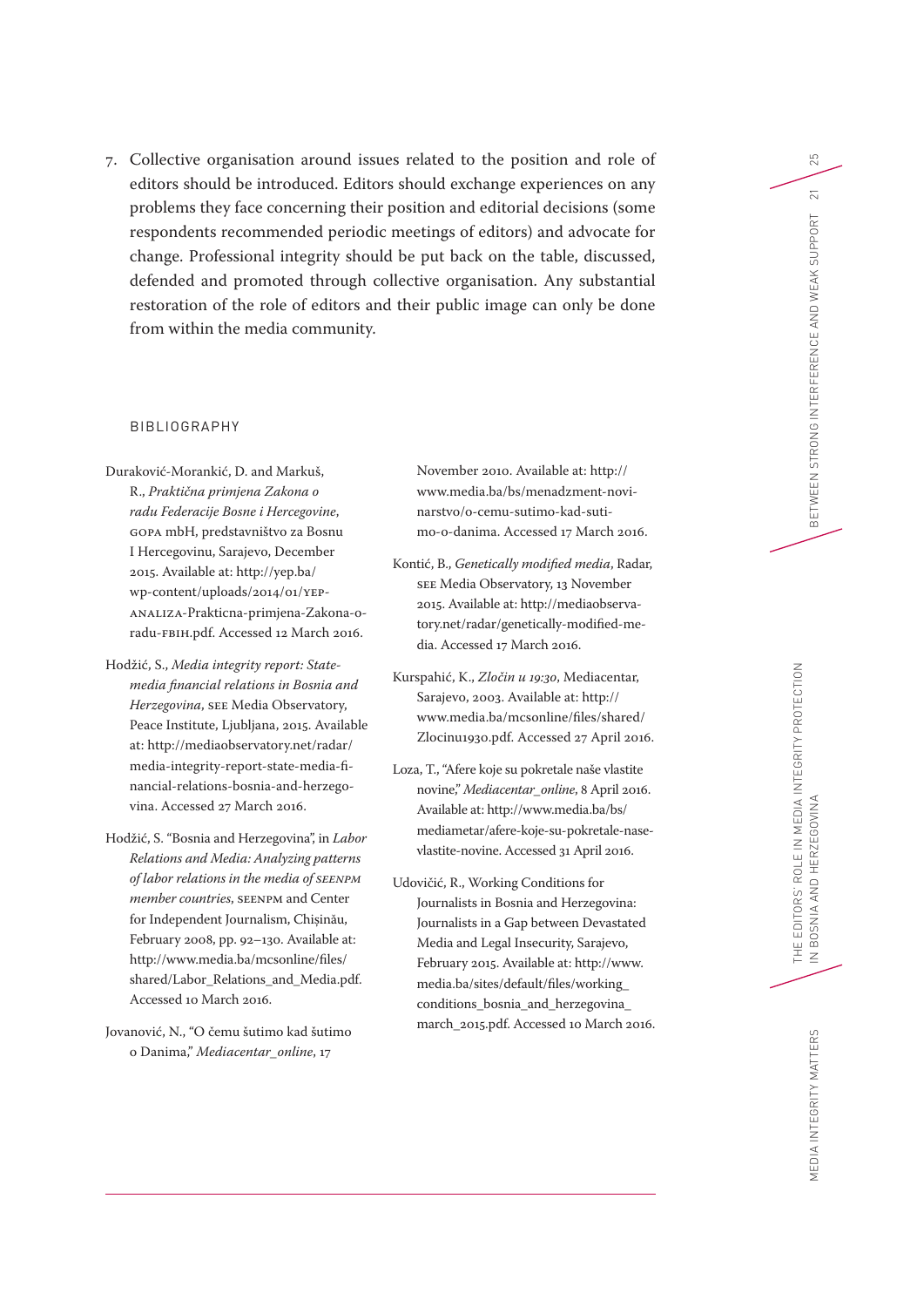7. Collective organisation around issues related to the position and role of editors should be introduced. Editors should exchange experiences on any problems they face concerning their position and editorial decisions (some respondents recommended periodic meetings of editors) and advocate for change. Professional integrity should be put back on the table, discussed, defended and promoted through collective organisation. Any substantial restoration of the role of editors and their public image can only be done from within the media community.

## BIBLIOGRAPHY

Duraković-Moranković, D. and Markuš, R., *Praktična primjena Zakona o radu Federacije Bosne i Hercegovine*, GOPA mbH, predstavništvo za Bosnu I Hercegovinu, Sarajevo, December 2015. Available at: http://yep.ba/wp-content/uploads/2014/01/YEP-ANALIZA-Prakticna-primjena-Zakona-o-radu-FBIH.pdf. Accessed 12 March 2016.

Hodžić, S., *Media integrity report: State-media financial relations in Bosnia and Herzegovina*, SEE Media Observatory, Peace Institute, Ljubljana, 2015. Available at: http://mediaobservatory.net/radar/media-integrity-report-state-media-financial-relations-bosnia-and-herzegovina. Accessed 27 March 2016.

Hodžić, S. "Bosnia and Herzegovina", in *Labor Relations and Media: Analyzing patterns of labor relations in the media of SEENPM member countries*, SEENPM and Center for Independent Journalism, Chișinău, February 2008, pp. 92–130. Available at: http://www.media.ba/mcsonline/files/shared/Labor_Relations_and_Media.pdf. Accessed 10 March 2016.

Jovanović, N., "O čemu šutimo kad šutimo o Danima," *Mediacentar_online*, 17 November 2010. Available at: http://www.media.ba/bs/menadzment-novinarstvo/o-cemu-sutimo-kad-sutimo-o-danima. Accessed 17 March 2016.

Kontić, B., *Genetically modified media*, Radar, SEE Media Observatory, 13 November 2015. Available at: http://mediaobservatory.net/radar/genetically-modified-media. Accessed 17 March 2016.

Kurspahić, K., *Zločin u 19:30*, Mediacentar, Sarajevo, 2003. Available at: http://www.media.ba/mcsonline/files/shared/Zlocinu1930.pdf. Accessed 27 April 2016.

Loza, T., "Afere koje su pokretale naše vlastite novine," *Mediacentar_online*, 8 April 2016. Available at: http://www.media.ba/bs/mediametar/afere-koje-su-pokretale-nase-vlastite-novine. Accessed 31 April 2016.

Udovičić, R., Working Conditions for Journalists in Bosnia and Herzegovina: Journalists in a Gap between Devastated Media and Legal Insecurity, Sarajevo, February 2015. Available at: http://www.media.ba/sites/default/files/working_conditions_bosnia_and_herzegovina_march_2015.pdf. Accessed 10 March 2016.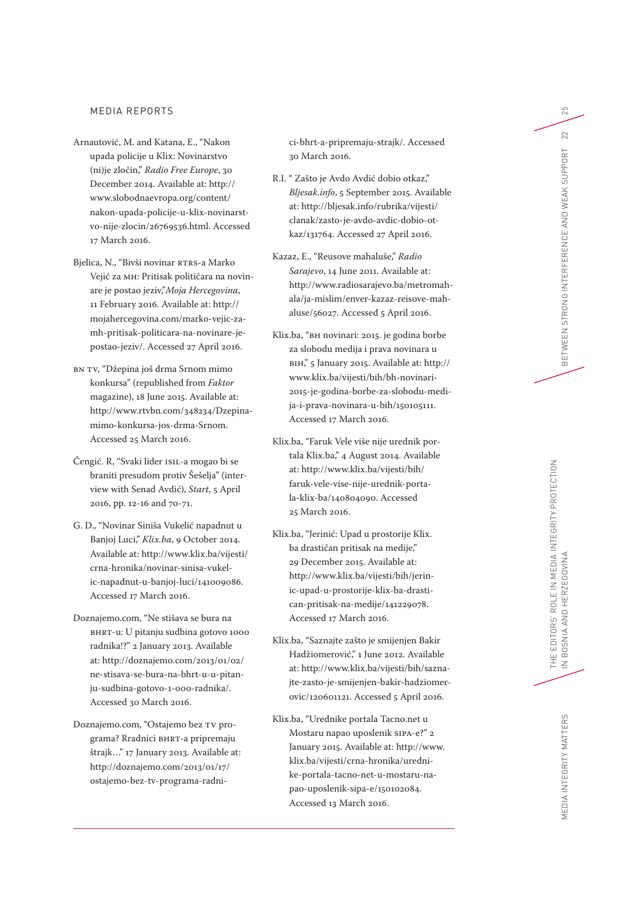## MEDIA REPORTS

Arnautović, M. and Katana, E., “Nakon upada policije u Klix: Novinarstvo (ni)je zločin,” *Radio Free Europe*, 30 December 2014. Available at: http://www.slobodnaevropa.org/content/nakon-upada-policije-u-klix-novinarstvo-nije-zlocin/26769536.html. Accessed 17 March 2016.

Bjelica, N., “Bivši novinar RTRS-a Marko Vejić za MH: Pritisak političara na novinare je postao jeziv,”*Moja Hercegovina*, 11 February 2016. Available at: http://mojahercegovina.com/marko-vejic-za-mh-pritisak-politicara-na-novinare-je-postao-jeziv/. Accessed 27 April 2016.

BN TV, “Džepina još drma Srnom mimo konkursa” (republished from *Faktor* magazine), 18 June 2015. Available at: http://www.rtvbn.com/348234/Dzepina-mimo-konkursa-jos-drma-Srnom. Accessed 25 March 2016.

Čengić. R, “Svaki lider ISIL-a mogao bi se braniti presudom protiv Šešelja” (interview with Senad Avdić), *Start*, 5 April 2016, pp. 12-16 and 70-71.

G. D., “Novinar Siniša Vukelić napadnut u Banjoj Luci,” *Klix.ba*, 9 October 2014. Available at: http://www.klix.ba/vijesti/crna-hronika/novinar-sinisa-vukelic-napadnut-u-banjoj-luci/141009086. Accessed 17 March 2016.

Doznajemo.com, “Ne stišava se bura na BHRT-u: U pitanju sudbina gotovo 1000 radnika!?” 2 January 2013. Available at: http://doznajemo.com/2013/01/02/ne-stisava-se-bura-na-bhrt-u-u-pitanju-sudbina-gotovo-1-000-radnika/. Accessed 30 March 2016.

Doznajemo.com, “Ostajemo bez TV programa? Rradnici BHRT-a pripremaju štrajk…” 17 January 2013. Available at: http://doznajemo.com/2013/01/17/ostajemo-bez-tv-programa-radnici-bhrt-a-pripremaju-strajk/. Accessed 30 March 2016.

R.I. “ Zašto je Avdo Avdić dobio otkaz,” *Bljesak.info*, 5 September 2015. Available at: http://bljesak.info/rubrika/vijesti/clanak/zasto-je-avdo-avdic-dobio-otkaz/131764. Accessed 27 April 2016.

Kazaz, E., “Reusove mahaluše,” *Radio Sarajevo*, 14 June 2011. Available at: http://www.radiosarajevo.ba/metromahala/ja-mislim/enver-kazaz-reisove-mahaluse/56027. Accessed 5 April 2016.

Klix.ba, “BH novinari: 2015. je godina borbe za slobodu medija i prava novinara u BIH,” 5 January 2015. Available at: http://www.klix.ba/vijesti/bih/bh-novinari-2015-je-godina-borbe-za-slobodu-medija-i-prava-novinara-u-bih/150105111. Accessed 17 March 2016.

Klix.ba, “Faruk Vele više nije urednik portala Klix.ba,” 4 August 2014. Available at: http://www.klix.ba/vijesti/bih/faruk-vele-vise-nije-urednik-portala-klix-ba/140804090. Accessed 25 March 2016.

Klix.ba, “Jerinić: Upad u prostorije Klix.ba drastičan pritisak na medije,” 29 December 2015. Available at: http://www.klix.ba/vijesti/bih/jerinic-upad-u-prostorije-klix-ba-drastican-pritisak-na-medije/141229078. Accessed 17 March 2016.

Klix.ba, “Saznajte zašto je smijenjen Bakir Hadžiomerović,” 1 June 2012. Available at: http://www.klix.ba/vijesti/bih/saznajte-zasto-je-smijenjen-bakir-hadziomerovic/120601121. Accessed 5 April 2016.

Klix.ba, “Urednike portala Tacno.net u Mostaru napao uposlenik SIPA-e?” 2 January 2015. Available at: http://www.klix.ba/vijesti/crna-hronika/urednike-portala-tacno-net-u-mostaru-napao-uposlenik-sipa-e/150102084. Accessed 13 March 2016.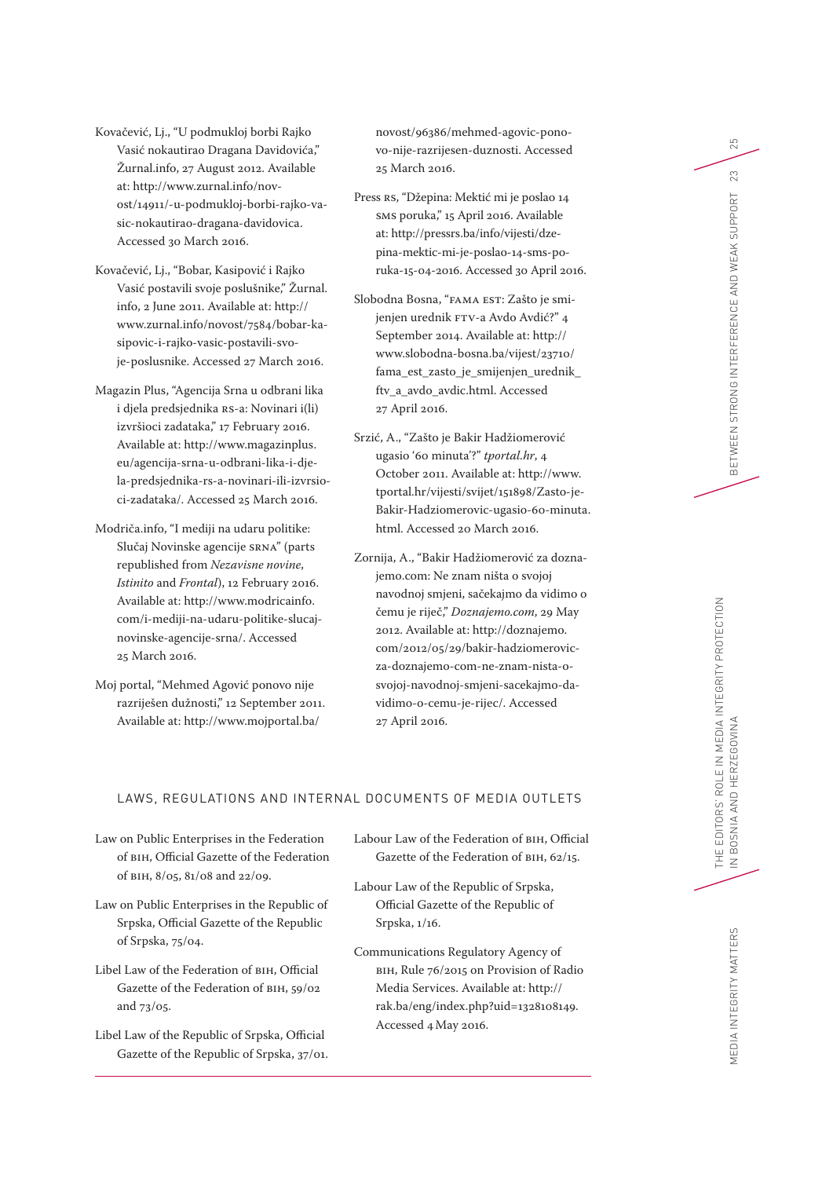Kovačević, Lj., “U podmukloj borbi Rajko Vasić nokautirao Dragana Davidovića,” Žurnal.info, 27 August 2012. Available at: http://www.zurnal.info/novost/14911/-u-podmukloj-borbi-rajko-vasic-nokautirao-dragana-davidovica. Accessed 30 March 2016.

Kovačević, Lj., “Bobar, Kasipović i Rajko Vasić postavili svoje poslušnike,” Žurnal.info, 2 June 2011. Available at: http://www.zurnal.info/novost/7584/bobar-kasipovic-i-rajko-vasic-postavili-svoje-poslusnike. Accessed 27 March 2016.

Magazin Plus, “Agencija Srna u odbrani lika i djela predsjednika RS-a: Novinari i(li) izvršioci zadataka,” 17 February 2016. Available at: http://www.magazinplus.eu/agencija-srna-u-odbrani-lika-i-djela-predsjednika-rs-a-novinari-ili-izvrsioci-zadataka/. Accessed 25 March 2016.

Modriča.info, “I mediji na udaru politike: Slučaj Novinske agencije SRNA” (parts republished from *Nezavisne novine*, *Istinito* and *Frontal*), 12 February 2016. Available at: http://www.modricainfo.com/i-mediji-na-udaru-politike-slucaj-novinske-agencije-srna/. Accessed 25 March 2016.

Moj portal, “Mehmed Agović ponovo nije razriješen dužnosti,” 12 September 2011. Available at: http://www.mojportal.ba/novost/96386/mehmed-agovic-ponovo-nije-razrijesen-duznosti. Accessed 25 March 2016.

Press RS, “Džepina: Mektić mi je poslao 14 SMS poruka,” 15 April 2016. Available at: http://pressrs.ba/info/vijesti/dzepina-mektic-mi-je-poslao-14-sms-poruka-15-04-2016. Accessed 30 April 2016.

Slobodna Bosna, “FAMA EST: Zašto je smijenjen urednik FTV-a Avdo Avdić?” 4 September 2014. Available at: http://www.slobodna-bosna.ba/vijest/23710/fama_est_zasto_je_smijenjen_urednik_ftv_a_avdo_avdic.html. Accessed 27 April 2016.

Srzić, A., “Zašto je Bakir Hadžiomerović ugasio ‘60 minuta’?” *tportal.hr*, 4 October 2011. Available at: http://www.tportal.hr/vijesti/svijet/151898/Zasto-je-Bakir-Hadziomerovic-ugasio-60-minuta.html. Accessed 20 March 2016.

Zornija, A., “Bakir Hadžiomerović za doznajemo.com: Ne znam ništa o svojoj navodnoj smjeni, sačekajmo da vidimo o čemu je riječ,” *Doznajemo.com*, 29 May 2012. Available at: http://doznajemo.com/2012/05/29/bakir-hadziomerovic-za-doznajemo-com-ne-znam-nista-o-svojoj-navodnoj-smjeni-sacekajmo-da-vidimo-o-cemu-je-rijec/. Accessed 27 April 2016.

## LAWS, REGULATIONS AND INTERNAL DOCUMENTS OF MEDIA OUTLETS

Law on Public Enterprises in the Federation of BIH, Official Gazette of the Federation of BIH, 8/05, 81/08 and 22/09.

Law on Public Enterprises in the Republic of Srpska, Official Gazette of the Republic of Srpska, 75/04.

Libel Law of the Federation of BIH, Official Gazette of the Federation of BIH, 59/02 and 73/05.

Libel Law of the Republic of Srpska, Official Gazette of the Republic of Srpska, 37/01.

Labour Law of the Federation of BIH, Official Gazette of the Federation of BIH, 62/15.

Labour Law of the Republic of Srpska, Official Gazette of the Republic of Srpska, 1/16.

Communications Regulatory Agency of BIH, Rule 76/2015 on Provision of Radio Media Services. Available at: http://rak.ba/eng/index.php?uid=1328108149. Accessed 4 May 2016.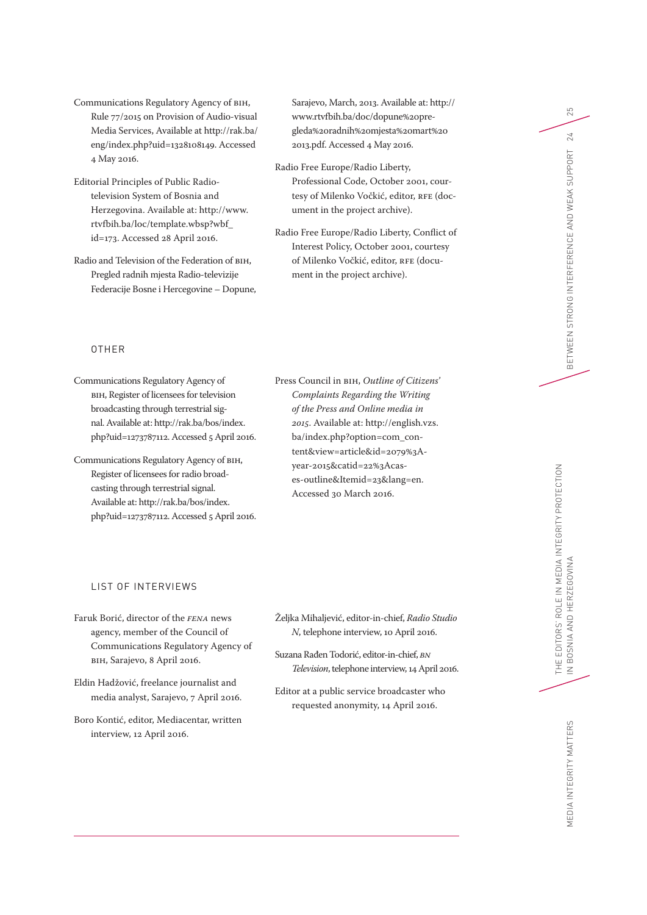Communications Regulatory Agency of BIH, Rule 77/2015 on Provision of Audio-visual Media Services, Available at http://rak.ba/eng/index.php?uid=1328108149. Accessed 4 May 2016.

Editorial Principles of Public Radio-television System of Bosnia and Herzegovina. Available at: http://www.rtvfbih.ba/loc/template.wbsp?wbf_id=173. Accessed 28 April 2016.

Radio and Television of the Federation of BIH, Pregled radnih mjesta Radio-televizije Federacije Bosne i Hercegovine – Dopune, Sarajevo, March, 2013. Available at: http://www.rtvfbih.ba/doc/dopune%20pregleda%20radnih%20mjesta%20mart%202013.pdf. Accessed 4 May 2016.

Radio Free Europe/Radio Liberty, Professional Code, October 2001, courtesy of Milenko Vočkić, editor, RFE (document in the project archive).

Radio Free Europe/Radio Liberty, Conflict of Interest Policy, October 2001, courtesy of Milenko Vočkić, editor, RFE (document in the project archive).

## OTHER

Communications Regulatory Agency of BIH, Register of licensees for television broadcasting through terrestrial signal. Available at: http://rak.ba/bos/index.php?uid=1273787112. Accessed 5 April 2016.

Communications Regulatory Agency of BIH, Register of licensees for radio broadcasting through terrestrial signal. Available at: http://rak.ba/bos/index.php?uid=1273787112. Accessed 5 April 2016.

Press Council in BIH, *Outline of Citizens' Complaints Regarding the Writing of the Press and Online media in 2015*. Available at: http://english.vzs.ba/index.php?option=com_content&view=article&id=2079%3Ayear-2015&catid=22%3Acases-outline&Itemid=23&lang=en. Accessed 30 March 2016.

## LIST OF INTERVIEWS

Faruk Borić, director of the *FENA* news agency, member of the Council of Communications Regulatory Agency of BIH, Sarajevo, 8 April 2016.

Eldin Hadžović, freelance journalist and media analyst, Sarajevo, 7 April 2016.

Boro Kontić, editor, Mediacentar, written interview, 12 April 2016.

Željka Mihaljević, editor-in-chief, *Radio Studio N*, telephone interview, 10 April 2016.

Suzana Rađen Todorić, editor-in-chief, *BN Television*, telephone interview, 14 April 2016.

Editor at a public service broadcaster who requested anonymity, 14 April 2016.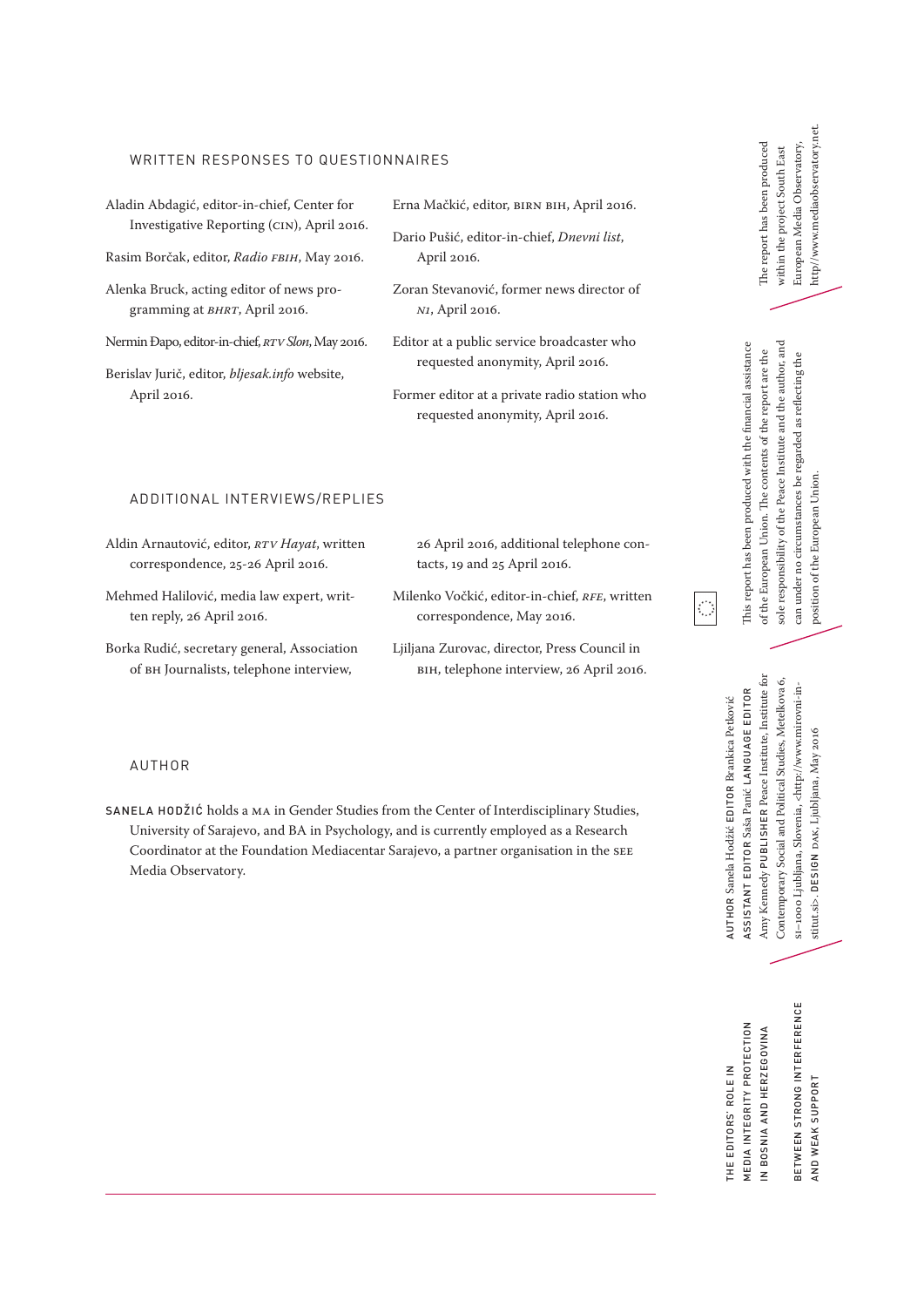## WRITTEN RESPONSES TO QUESTIONNAIRES

Aladin Abdagić, editor-in-chief, Center for Investigative Reporting (CIN), April 2016.

Rasim Borčak, editor, *Radio FBIH*, May 2016.

Alenka Bruck, acting editor of news programming at *BHRT*, April 2016.

Nermin Đapo, editor-in-chief, *RTV Slon*, May 2016.

Berislav Jurič, editor, *bljesak.info* website, April 2016.

Erna Mačkić, editor, BIRN BIH, April 2016.

Dario Pušić, editor-in-chief, *Dnevni list*, April 2016.

Zoran Stevanović, former news director of *N1*, April 2016.

Editor at a public service broadcaster who requested anonymity, April 2016.

Former editor at a private radio station who requested anonymity, April 2016.

## ADDITIONAL INTERVIEWS/REPLIES

Aldin Arnautović, editor, *RTV Hayat*, written correspondence, 25-26 April 2016.

Mehmed Halilović, media law expert, written reply, 26 April 2016.

Borka Rudić, secretary general, Association of BH Journalists, telephone interview, 26 April 2016, additional telephone contacts, 19 and 25 April 2016.

Milenko Vočkić, editor-in-chief, *RFE*, written correspondence, May 2016.

Ljiljana Zurovac, director, Press Council in BIH, telephone interview, 26 April 2016.

## AUTHOR

SANELA HODŽIĆ holds a MA in Gender Studies from the Center of Interdisciplinary Studies, University of Sarajevo, and BA in Psychology, and is currently employed as a Research Coordinator at the Foundation Mediacentar Sarajevo, a partner organisation in the SEE Media Observatory.

THE EDITORS' ROLE IN MEDIA INTEGRITY PROTECTION IN BOSNIA AND HERZEGOVINA

BETWEEN STRONG INTERFERENCE AND WEAK SUPPORT

AUTHOR Sanela Hodžić EDITOR Brankica Petković ASSISTANT EDITOR Saša Panić LANGUAGE EDITOR Amy Kennedy PUBLISHER Peace Institute, Institute for Contemporary Social and Political Studies, Metelkova 6, SI–1000 Ljubljana, Slovenia, <http://www.mirovni-institut.si>. DESIGN DAK, Ljubljana, May 2016

This report has been produced with the financial assistance of the European Union. The contents of the report are the sole responsibility of the Peace Institute and the author, and can under no circumstances be regarded as reflecting the position of the European Union.

The report has been produced within the project South East European Media Observatory, http//www.mediaobservatory.net.